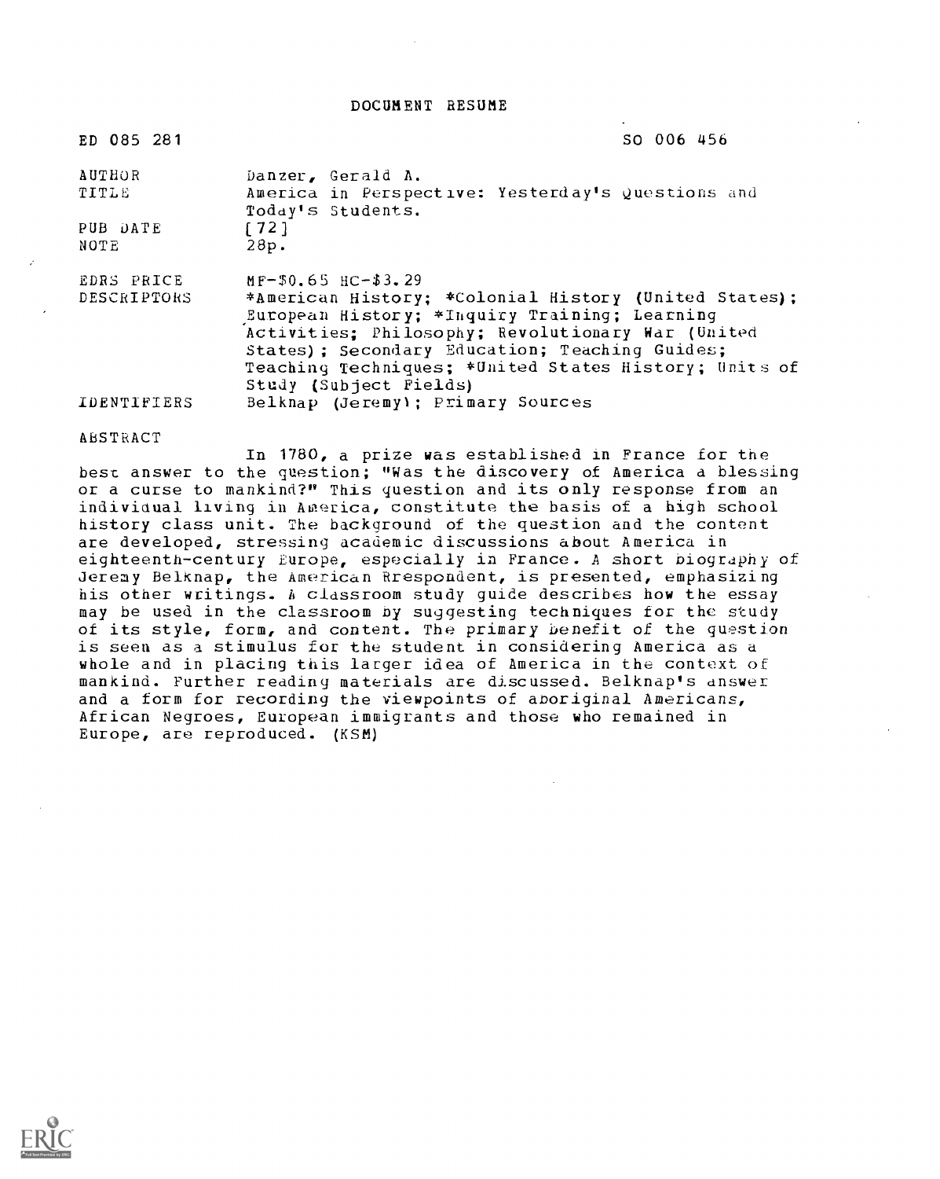# DOCUMENT RESUME

ED 085 281 SO 006 456

| | |
|---|---|
| AUTHOR | Danzer, Gerald A. |
| TITLE | America in Perspective: Yesterday's Questions and Today's Students. |
| PUB DATE | [72] |
| NOTE | 28p. |
| EDRS PRICE | MF-$0.65 HC-$3.29 |
| DESCRIPTORS | *American History; *Colonial History (United States); European History; *Inquiry Training; Learning Activities; Philosophy; Revolutionary War (United States); Secondary Education; Teaching Guides; Teaching Techniques; *United States History; Units of Study (Subject Fields) |
| IDENTIFIERS | Belknap (Jeremy); Primary Sources |

ABSTRACT

In 1780, a prize was established in France for the best answer to the question; "Was the discovery of America a blessing or a curse to mankind?" This question and its only response from an individual living in America, constitute the basis of a high school history class unit. The background of the question and the content are developed, stressing academic discussions about America in eighteenth-century Europe, especially in France. A short biography of Jeremy Belknap, the American Rrespondent, is presented, emphasizing his other writings. A classroom study guide describes how the essay may be used in the classroom by suggesting techniques for the study of its style, form, and content. The primary benefit of the question is seen as a stimulus for the student in considering America as a whole and in placing this larger idea of America in the context of mankind. Further reading materials are discussed. Belknap's answer and a form for recording the viewpoints of aboriginal Americans, African Negroes, European immigrants and those who remained in Europe, are reproduced. (KSM)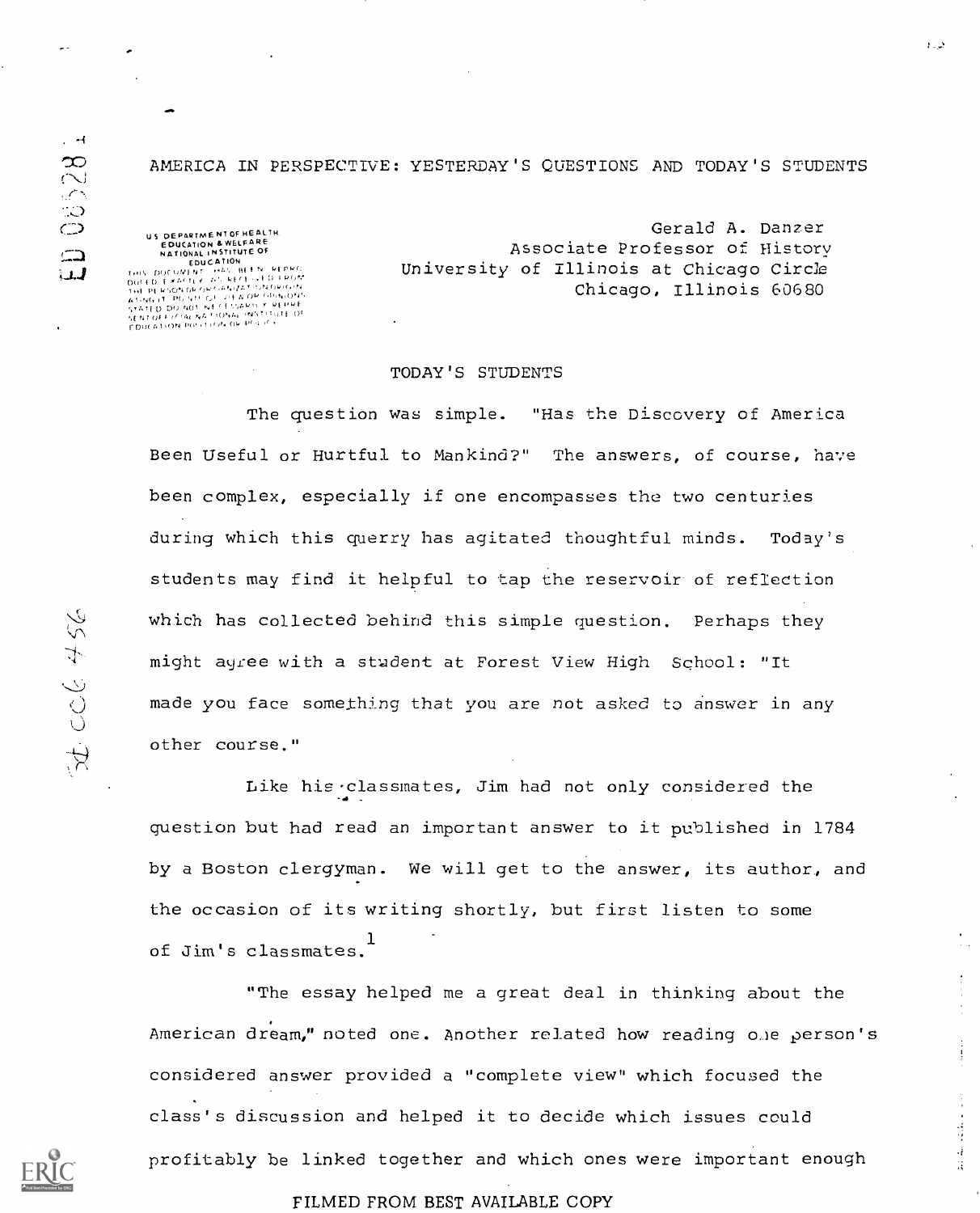# AMERICA IN PERSPECTIVE: YESTERDAY'S QUESTIONS AND TODAY'S STUDENTS

Gerald A. Danzer
Associate Professor of History
University of Illinois at Chicago Circle
Chicago, Illinois 60680

## TODAY'S STUDENTS

The question was simple. "Has the Discovery of America Been Useful or Hurtful to Mankind?" The answers, of course, have been complex, especially if one encompasses the two centuries during which this querry has agitated thoughtful minds. Today's students may find it helpful to tap the reservoir of reflection which has collected behind this simple question. Perhaps they might agree with a student at Forest View High School: "It made you face something that you are not asked to answer in any other course."

Like his classmates, Jim had not only considered the question but had read an important answer to it published in 1784 by a Boston clergyman. We will get to the answer, its author, and the occasion of its writing shortly, but first listen to some of Jim's classmates.[1]

"The essay helped me a great deal in thinking about the American dream," noted one. Another related how reading one person's considered answer provided a "complete view" which focused the class's discussion and helped it to decide which issues could profitably be linked together and which ones were important enough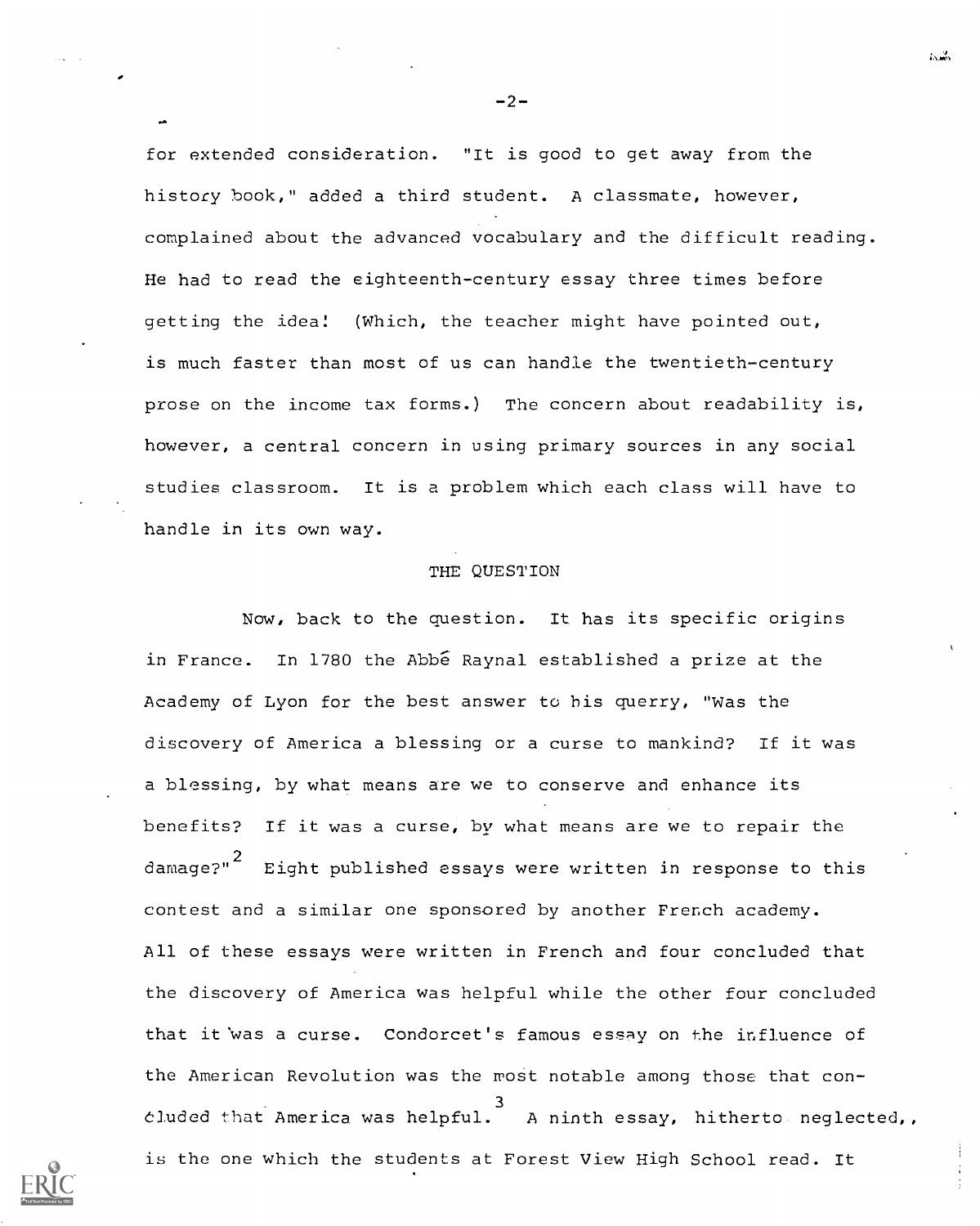for extended consideration. "It is good to get away from the history book," added a third student. A classmate, however, complained about the advanced vocabulary and the difficult reading. He had to read the eighteenth-century essay three times before getting the idea! (Which, the teacher might have pointed out, is much faster than most of us can handle the twentieth-century prose on the income tax forms.) The concern about readability is, however, a central concern in using primary sources in any social studies classroom. It is a problem which each class will have to handle in its own way.

## THE QUESTION

Now, back to the question. It has its specific origins in France. In 1780 the Abbé Raynal established a prize at the Academy of Lyon for the best answer to his querry, "Was the discovery of America a blessing or a curse to mankind? If it was a blessing, by what means are we to conserve and enhance its benefits? If it was a curse, by what means are we to repair the damage?"[2] Eight published essays were written in response to this contest and a similar one sponsored by another French academy. All of these essays were written in French and four concluded that the discovery of America was helpful while the other four concluded that it was a curse. Condorcet's famous essay on the influence of the American Revolution was the most notable among those that concluded that America was helpful.[3] A ninth essay, hitherto neglected,, is the one which the students at Forest View High School read. It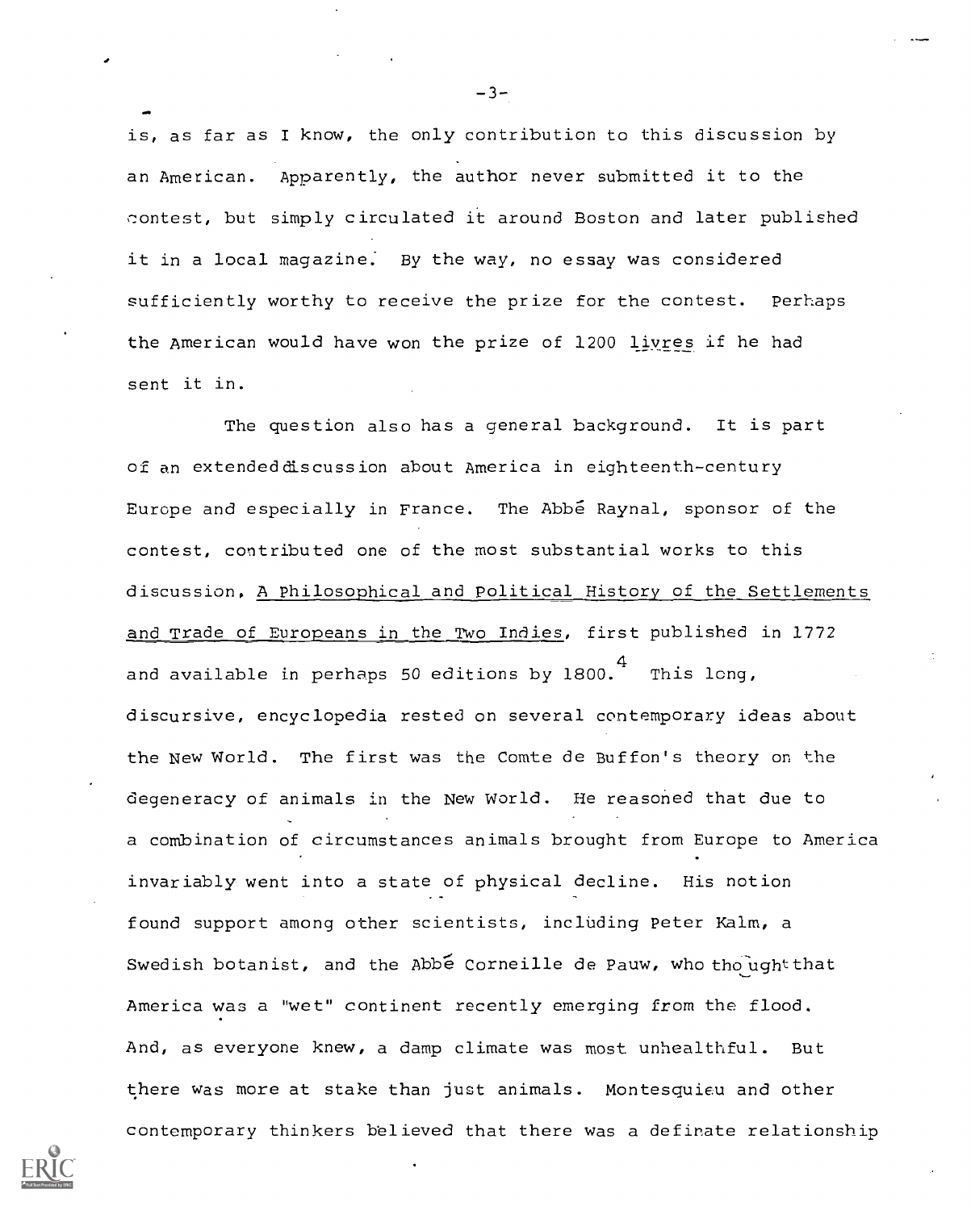is, as far as I know, the only contribution to this discussion by an American. Apparently, the author never submitted it to the contest, but simply circulated it around Boston and later published it in a local magazine. By the way, no essay was considered sufficiently worthy to receive the prize for the contest. Perhaps the American would have won the prize of 1200 *livres* if he had sent it in.

The question also has a general background. It is part of an extended discussion about America in eighteenth-century Europe and especially in France. The Abbé Raynal, sponsor of the contest, contributed one of the most substantial works to this discussion, *A Philosophical and Political History of the Settlements and Trade of Europeans in the Two Indies*, first published in 1772 and available in perhaps 50 editions by 1800.[4] This long, discursive, encyclopedia rested on several contemporary ideas about the New World. The first was the Comte de Buffon's theory on the degeneracy of animals in the New World. He reasoned that due to a combination of circumstances animals brought from Europe to America invariably went into a state of physical decline. His notion found support among other scientists, including Peter Kalm, a Swedish botanist, and the Abbé Corneille de Pauw, who thought that America was a "wet" continent recently emerging from the flood. And, as everyone knew, a damp climate was most unhealthful. But there was more at stake than just animals. Montesquieu and other contemporary thinkers believed that there was a definate relationship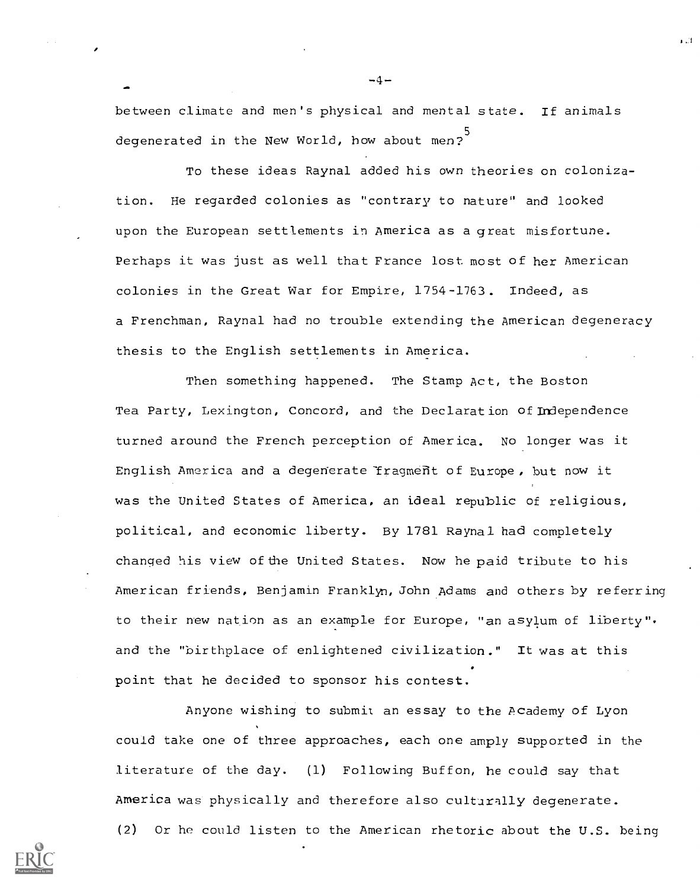between climate and men's physical and mental state. If animals degenerated in the New World, how about men?[5]

To these ideas Raynal added his own theories on colonization. He regarded colonies as "contrary to nature" and looked upon the European settlements in America as a great misfortune. Perhaps it was just as well that France lost most of her American colonies in the Great War for Empire, 1754-1763. Indeed, as a Frenchman, Raynal had no trouble extending the American degeneracy thesis to the English settlements in America.

Then something happened. The Stamp Act, the Boston Tea Party, Lexington, Concord, and the Declaration of Independence turned around the French perception of America. No longer was it English America and a degenerate fragment of Europe, but now it was the United States of America, an ideal republic of religious, political, and economic liberty. By 1781 Raynal had completely changed his view of the United States. Now he paid tribute to his American friends, Benjamin Franklyn, John Adams and others by referring to their new nation as an example for Europe, "an asylum of liberty". and the "birthplace of enlightened civilization." It was at this point that he decided to sponsor his contest.

Anyone wishing to submit an essay to the Academy of Lyon could take one of three approaches, each one amply supported in the literature of the day. (1) Following Buffon, he could say that America was physically and therefore also culturally degenerate. (2) Or he could listen to the American rhetoric about the U.S. being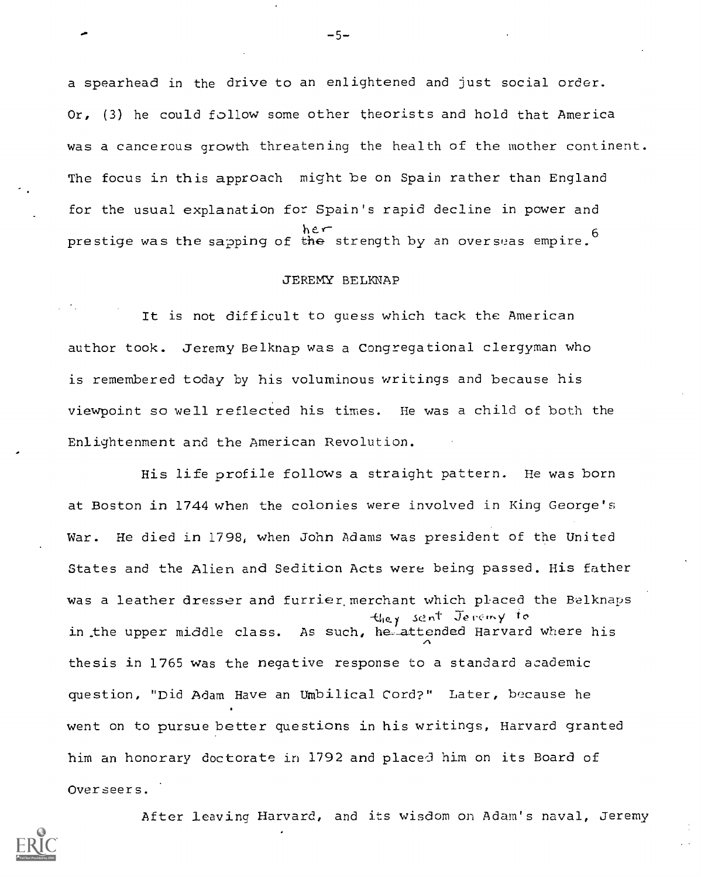a spearhead in the drive to an enlightened and just social order. Or, (3) he could follow some other theorists and hold that America was a cancerous growth threatening the health of the mother continent. The focus in this approach might be on Spain rather than England for the usual explanation for Spain's rapid decline in power and prestige was the sapping of her strength by an overseas empire.[6]

## JEREMY BELKNAP

It is not difficult to guess which tack the American author took. Jeremy Belknap was a Congregational clergyman who is remembered today by his voluminous writings and because his viewpoint so well reflected his times. He was a child of both the Enlightenment and the American Revolution.

His life profile follows a straight pattern. He was born at Boston in 1744 when the colonies were involved in King George's War. He died in 1798, when John Adams was president of the United States and the Alien and Sedition Acts were being passed. His father was a leather dresser and furrier merchant which placed the Belknaps in the upper middle class. As such, they sent Jeremy to Harvard where his thesis in 1765 was the negative response to a standard academic question, "Did Adam Have an Umbilical Cord?" Later, because he went on to pursue better questions in his writings, Harvard granted him an honorary doctorate in 1792 and placed him on its Board of Overseers.

After leaving Harvard, and its wisdom on Adam's naval, Jeremy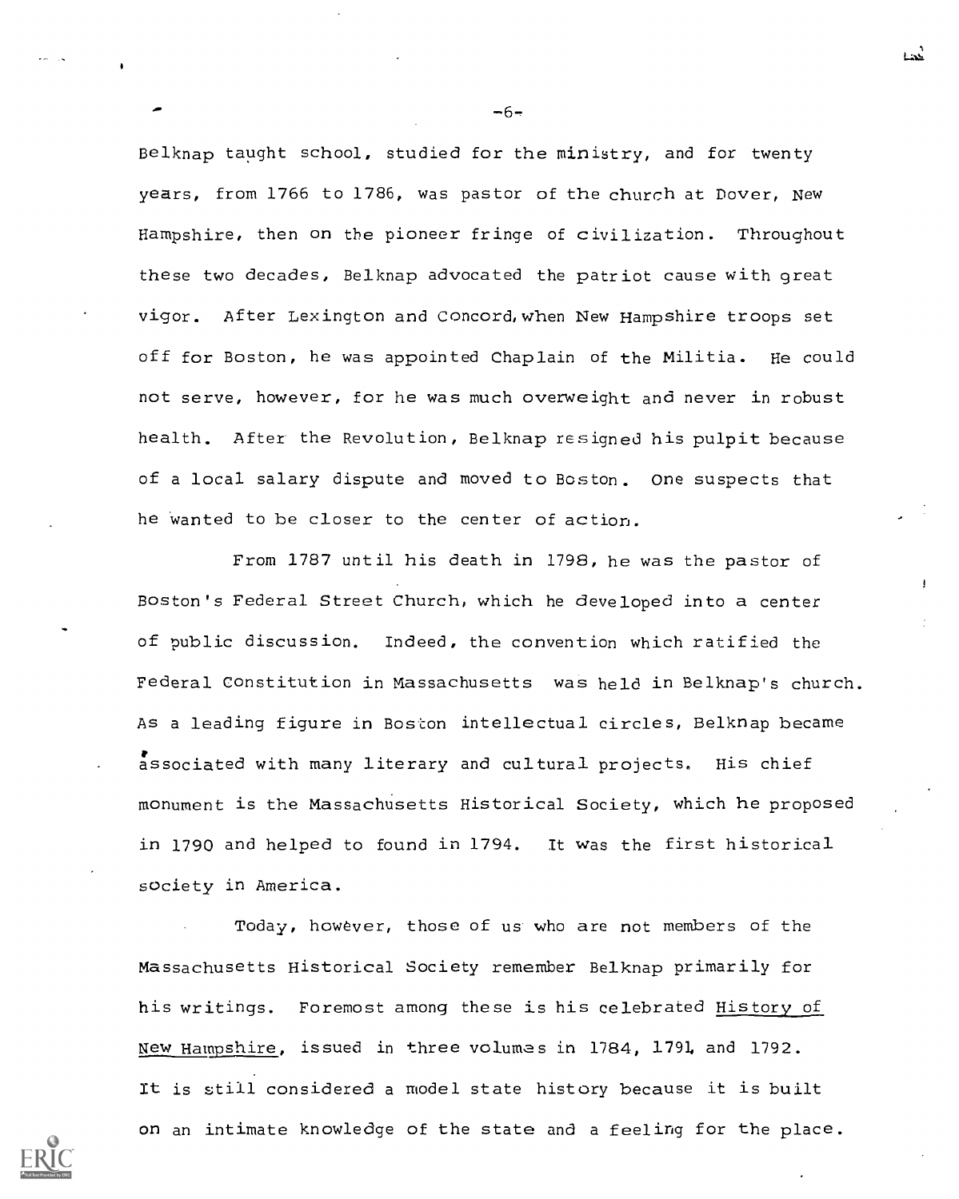Belknap taught school, studied for the ministry, and for twenty years, from 1766 to 1786, was pastor of the church at Dover, New Hampshire, then on the pioneer fringe of civilization. Throughout these two decades, Belknap advocated the patriot cause with great vigor. After Lexington and Concord, when New Hampshire troops set off for Boston, he was appointed Chaplain of the Militia. He could not serve, however, for he was much overweight and never in robust health. After the Revolution, Belknap resigned his pulpit because of a local salary dispute and moved to Boston. One suspects that he wanted to be closer to the center of action.

From 1787 until his death in 1798, he was the pastor of Boston's Federal Street Church, which he developed into a center of public discussion. Indeed, the convention which ratified the Federal Constitution in Massachusetts was held in Belknap's church. As a leading figure in Boston intellectual circles, Belknap became associated with many literary and cultural projects. His chief monument is the Massachusetts Historical Society, which he proposed in 1790 and helped to found in 1794. It was the first historical society in America.

Today, however, those of us who are not members of the Massachusetts Historical Society remember Belknap primarily for his writings. Foremost among these is his celebrated History of New Hampshire, issued in three volumes in 1784, 1791 and 1792. It is still considered a model state history because it is built on an intimate knowledge of the state and a feeling for the place.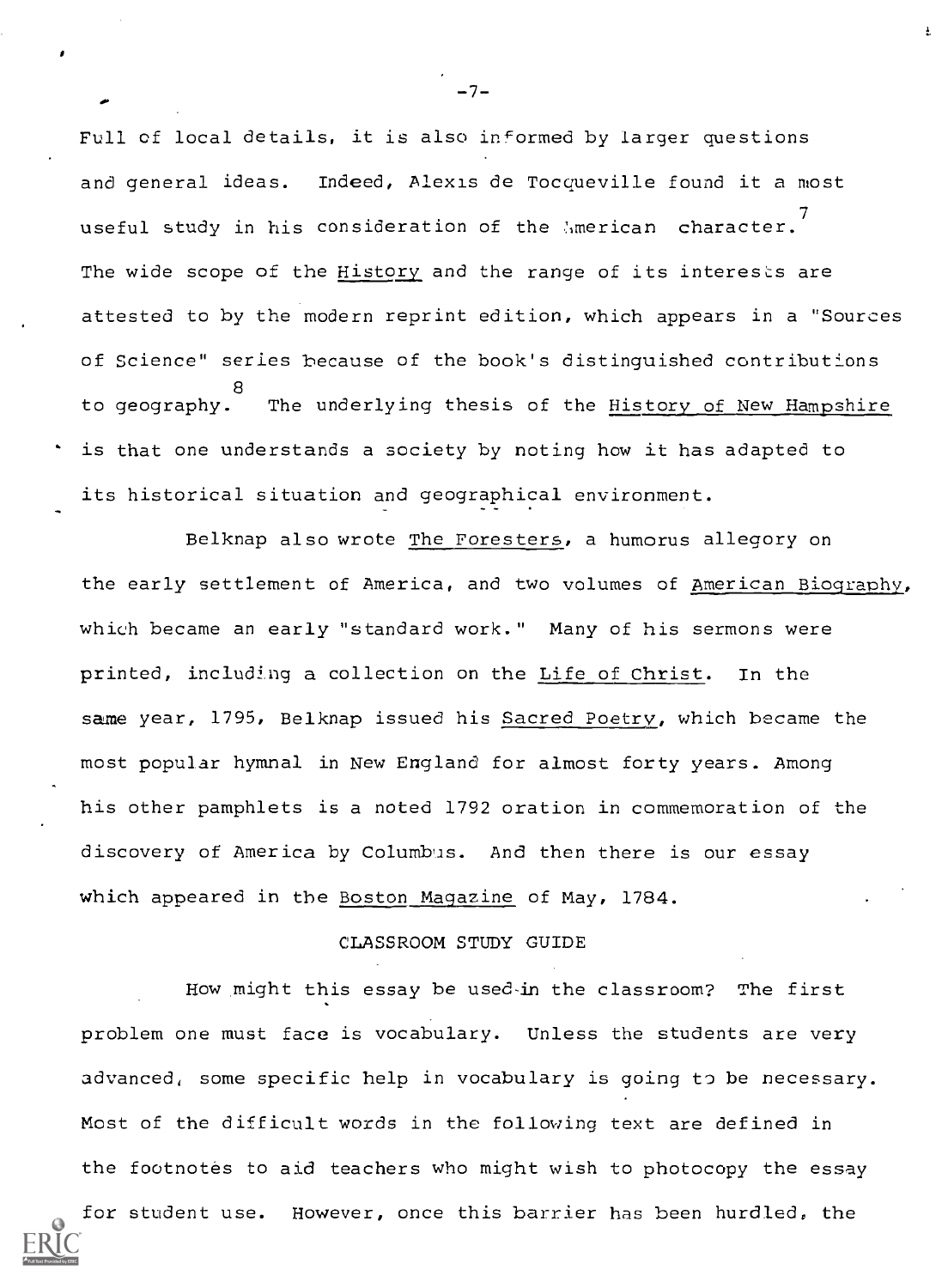Full of local details, it is also informed by larger questions and general ideas. Indeed, Alexis de Tocqueville found it a most useful study in his consideration of the American character.[7] The wide scope of the _History_ and the range of its interests are attested to by the modern reprint edition, which appears in a "Sources of Science" series because of the book's distinguished contributions to geography.[8] The underlying thesis of the _History of New Hampshire_ is that one understands a society by noting how it has adapted to its historical situation and geographical environment.

Belknap also wrote _The Foresters_, a humorus allegory on the early settlement of America, and two volumes of _American Biography_, which became an early "standard work." Many of his sermons were printed, including a collection on the _Life of Christ_. In the same year, 1795, Belknap issued his _Sacred Poetry_, which became the most popular hymnal in New England for almost forty years. Among his other pamphlets is a noted 1792 oration in commemoration of the discovery of America by Columbus. And then there is our essay which appeared in the _Boston Magazine_ of May, 1784.

## CLASSROOM STUDY GUIDE

How might this essay be used in the classroom? The first problem one must face is vocabulary. Unless the students are very advanced, some specific help in vocabulary is going to be necessary. Most of the difficult words in the following text are defined in the footnotes to aid teachers who might wish to photocopy the essay for student use. However, once this barrier has been hurdled, the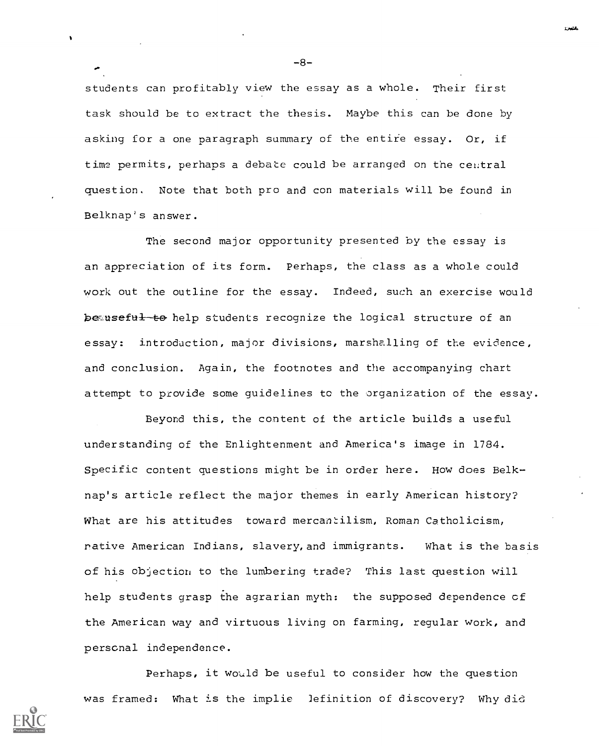students can profitably view the essay as a whole. Their first task should be to extract the thesis. Maybe this can be done by asking for a one paragraph summary of the entire essay. Or, if time permits, perhaps a debate could be arranged on the central question. Note that both pro and con materials will be found in Belknap's answer.

The second major opportunity presented by the essay is an appreciation of its form. Perhaps, the class as a whole could work out the outline for the essay. Indeed, such an exercise would ~~be useful to~~ help students recognize the logical structure of an essay: introduction, major divisions, marshalling of the evidence, and conclusion. Again, the footnotes and the accompanying chart attempt to provide some guidelines to the organization of the essay.

Beyond this, the content of the article builds a useful understanding of the Enlightenment and America's image in 1784. Specific content questions might be in order here. How does Belknap's article reflect the major themes in early American history? What are his attitudes toward mercantilism, Roman Catholicism, native American Indians, slavery, and immigrants. What is the basis of his objection to the lumbering trade? This last question will help students grasp the agrarian myth: the supposed dependence of the American way and virtuous living on farming, regular work, and personal independence.

Perhaps, it would be useful to consider how the question was framed: What is the implied definition of discovery? Why did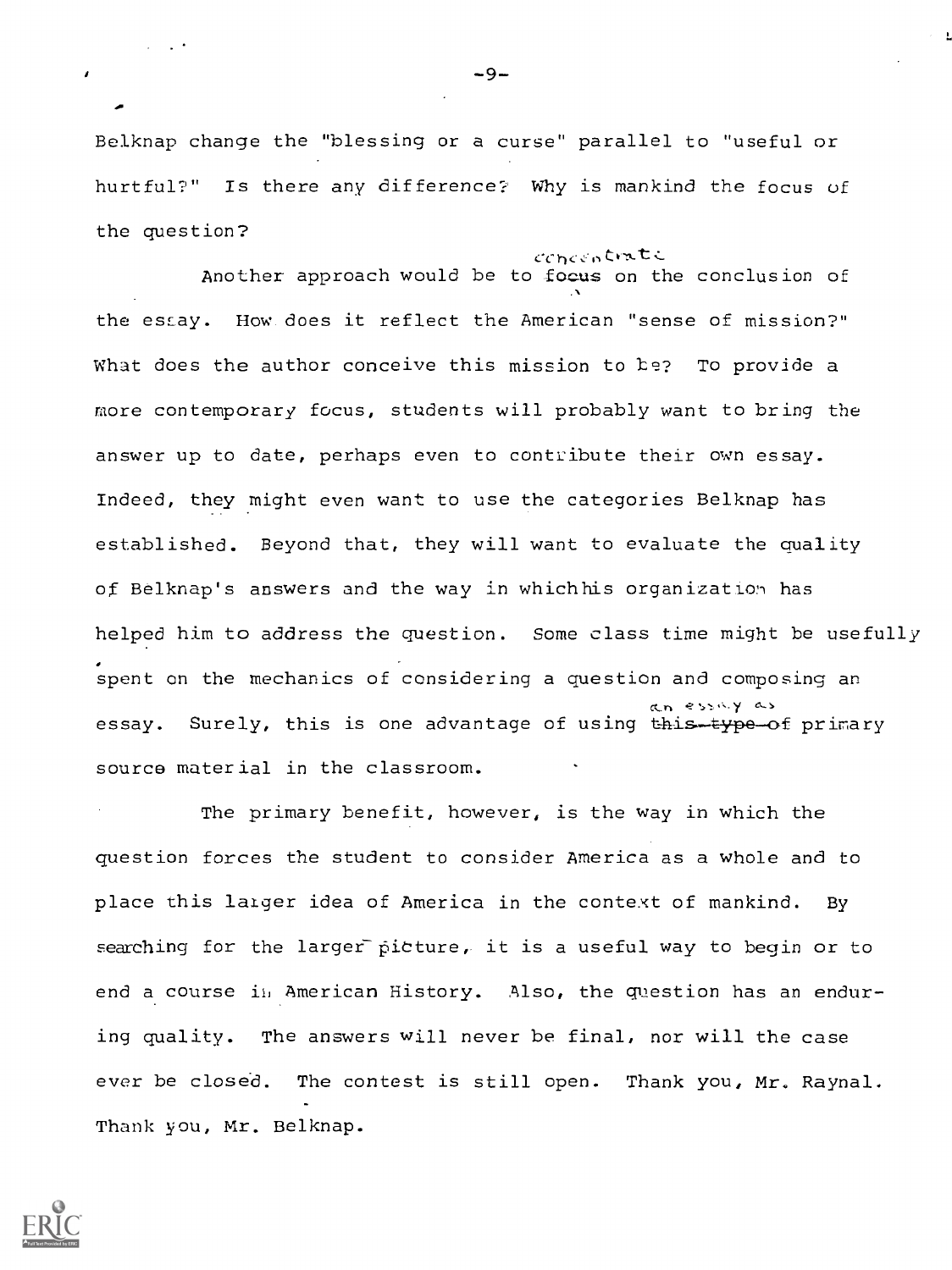Belknap change the "blessing or a curse" parallel to "useful or hurtful?" Is there any difference? Why is mankind the focus of the question?

Another approach would be to concentrate on the conclusion of the essay. How does it reflect the American "sense of mission?" What does the author conceive this mission to be? To provide a more contemporary focus, students will probably want to bring the answer up to date, perhaps even to contribute their own essay. Indeed, they might even want to use the categories Belknap has established. Beyond that, they will want to evaluate the quality of Belknap's answers and the way in which his organization has helped him to address the question. Some class time might be usefully spent on the mechanics of considering a question and composing an essay. Surely, this is one advantage of using an essay as primary source material in the classroom.

The primary benefit, however, is the way in which the question forces the student to consider America as a whole and to place this larger idea of America in the context of mankind. By searching for the larger picture, it is a useful way to begin or to end a course in American History. Also, the question has an enduring quality. The answers will never be final, nor will the case ever be closed. The contest is still open. Thank you, Mr. Raynal. Thank you, Mr. Belknap.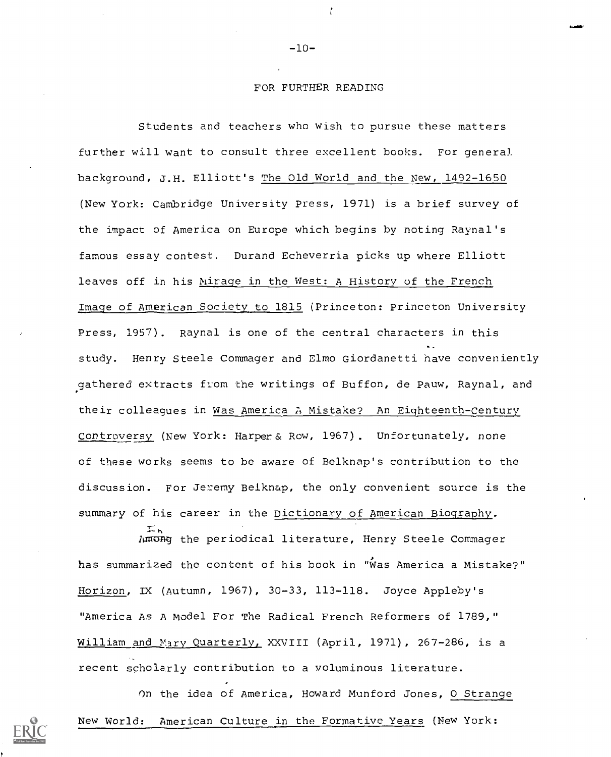## FOR FURTHER READING

Students and teachers who wish to pursue these matters further will want to consult three excellent books. For general background, J.H. Elliott's The Old World and the New, 1492-1650 (New York: Cambridge University Press, 1971) is a brief survey of the impact of America on Europe which begins by noting Raynal's famous essay contest. Durand Echeverria picks up where Elliott leaves off in his Mirage in the West: A History of the French Image of American Society to 1815 (Princeton: Princeton University Press, 1957). Raynal is one of the central characters in this study. Henry Steele Commager and Elmo Giordanetti have conveniently gathered extracts from the writings of Buffon, de Pauw, Raynal, and their colleagues in Was America A Mistake? An Eighteenth-Century Controversy (New York: Harper & Row, 1967). Unfortunately, none of these works seems to be aware of Belknap's contribution to the discussion. For Jeremy Belknap, the only convenient source is the summary of his career in the Dictionary of American Biography.

In the periodical literature, Henry Steele Commager has summarized the content of his book in "Was America a Mistake?" Horizon, IX (Autumn, 1967), 30-33, 113-118. Joyce Appleby's "America As A Model For The Radical French Reformers of 1789," William and Mary Quarterly, XXVIII (April, 1971), 267-286, is a recent scholarly contribution to a voluminous literature.

On the idea of America, Howard Munford Jones, O Strange New World: American Culture in the Formative Years (New York: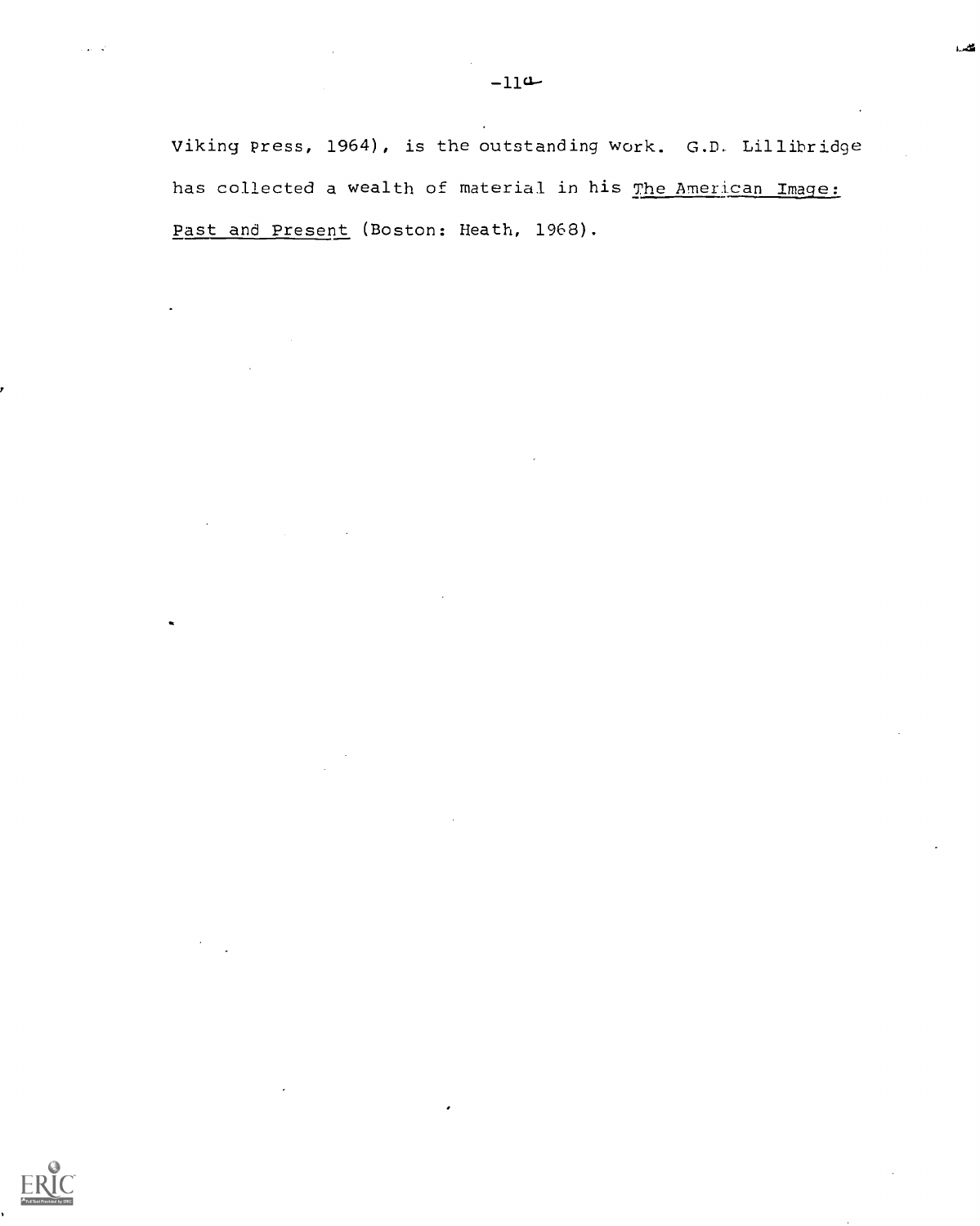Viking Press, 1964), is the outstanding work. G.D. Lillibridge has collected a wealth of material in his _The American Image: Past and Present_ (Boston: Heath, 1968).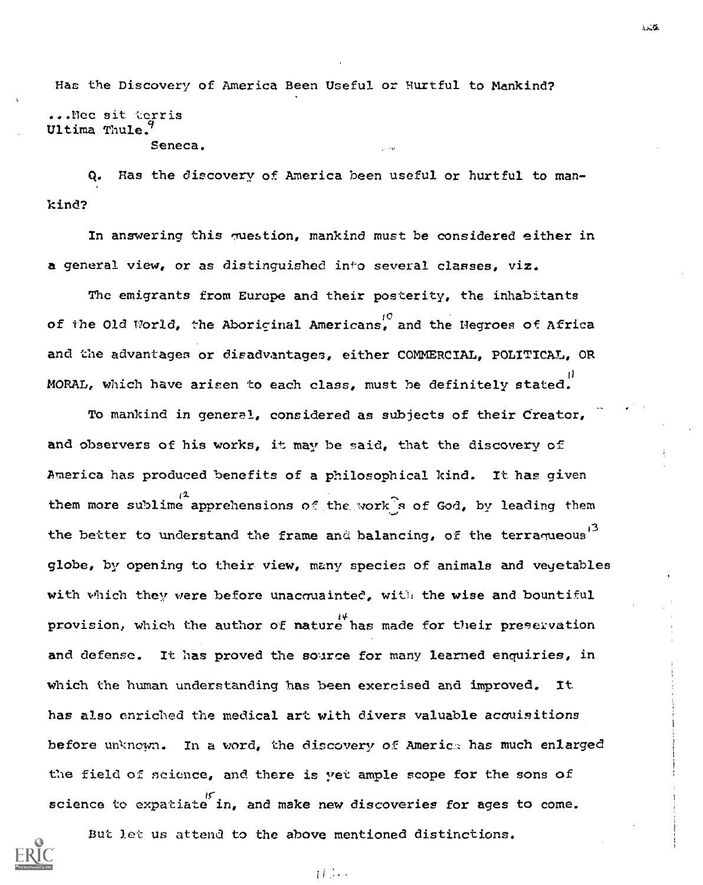Has the Discovery of America Been Useful or Hurtful to Mankind?

...Nec sit terris
Ultima Thule.[9]

Seneca.

Q. Has the discovery of America been useful or hurtful to mankind?

In answering this question, mankind must be considered either in a general view, or as distinguished into several classes, viz.

The emigrants from Europe and their posterity, the inhabitants of the Old World, the Aboriginal Americans,[10] and the Negroes of Africa and the advantages or disadvantages, either COMMERCIAL, POLITICAL, OR MORAL, which have arisen to each class, must be definitely stated.[11]

To mankind in general, considered as subjects of their Creator, and observers of his works, it may be said, that the discovery of America has produced benefits of a philosophical kind. It has given them more sublime[12] apprehensions of the works of God, by leading them the better to understand the frame and balancing, of the terraqueous[13] globe, by opening to their view, many species of animals and vegetables with which they were before unacquainted, with the wise and bountiful provision, which the author of nature[14] has made for their preservation and defense. It has proved the source for many learned enquiries, in which the human understanding has been exercised and improved. It has also enriched the medical art with divers valuable acquisitions before unknown. In a word, the discovery of America has much enlarged the field of science, and there is yet ample scope for the sons of science to expatiate[15] in, and make new discoveries for ages to come.

But let us attend to the above mentioned distinctions.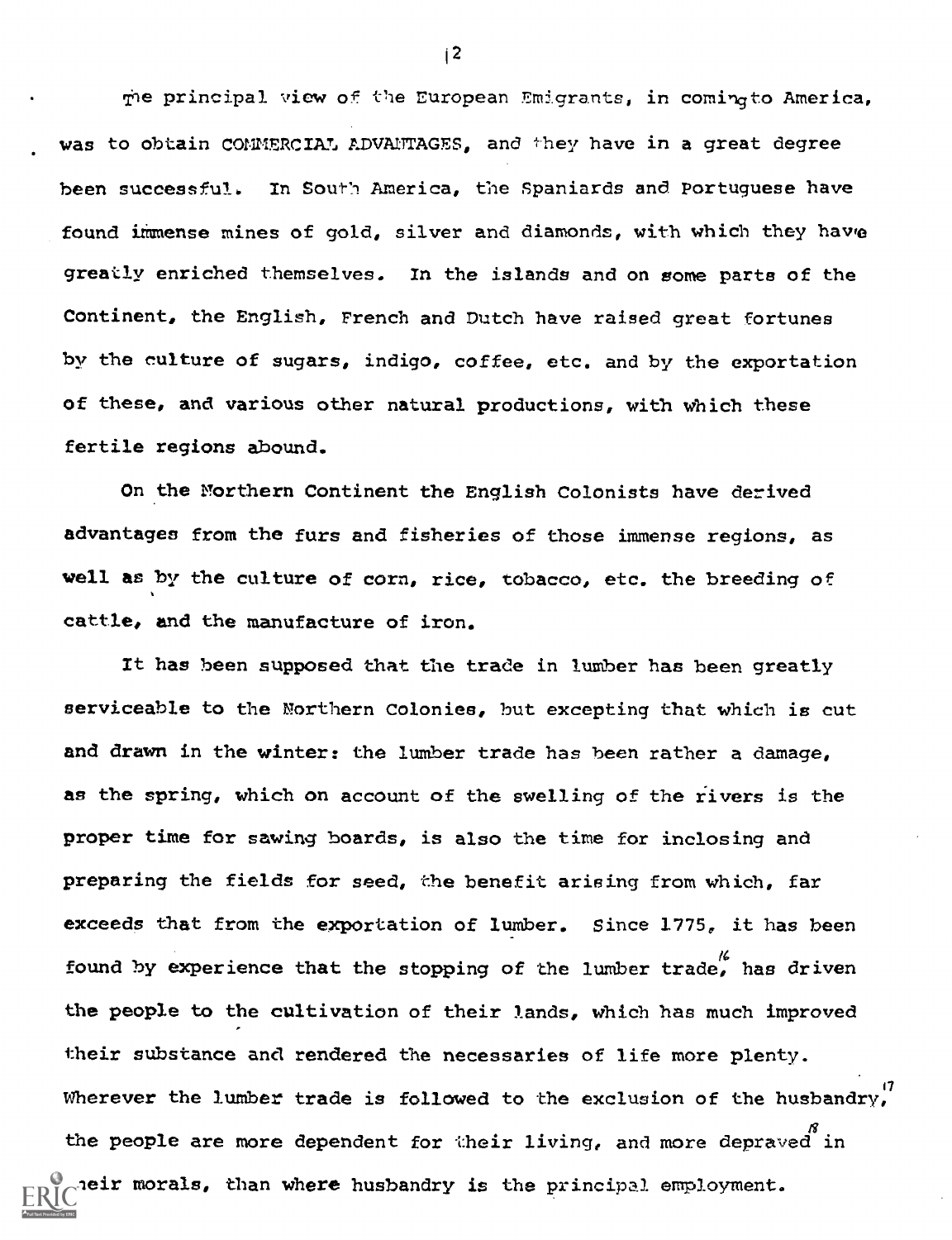The principal view of the European Emigrants, in coming to America, was to obtain COMMERCIAL ADVANTAGES, and they have in a great degree been successful. In South America, the Spaniards and Portuguese have found immense mines of gold, silver and diamonds, with which they have greatly enriched themselves. In the islands and on some parts of the Continent, the English, French and Dutch have raised great fortunes by the culture of sugars, indigo, coffee, etc. and by the exportation of these, and various other natural productions, with which these fertile regions abound.

On the Northern Continent the English Colonists have derived advantages from the furs and fisheries of those immense regions, as well as by the culture of corn, rice, tobacco, etc. the breeding of cattle, and the manufacture of iron.

It has been supposed that the trade in lumber has been greatly serviceable to the Northern Colonies, but excepting that which is cut and drawn in the winter: the lumber trade has been rather a damage, as the spring, which on account of the swelling of the rivers is the proper time for sawing boards, is also the time for inclosing and preparing the fields for seed, the benefit arising from which, far exceeds that from the exportation of lumber. Since 1775, it has been found by experience that the stopping of the lumber trade,[16] has driven the people to the cultivation of their lands, which has much improved their substance and rendered the necessaries of life more plenty. Wherever the lumber trade is followed to the exclusion of the husbandry,[17] the people are more dependent for their living, and more depraved[18] in their morals, than where husbandry is the principal employment.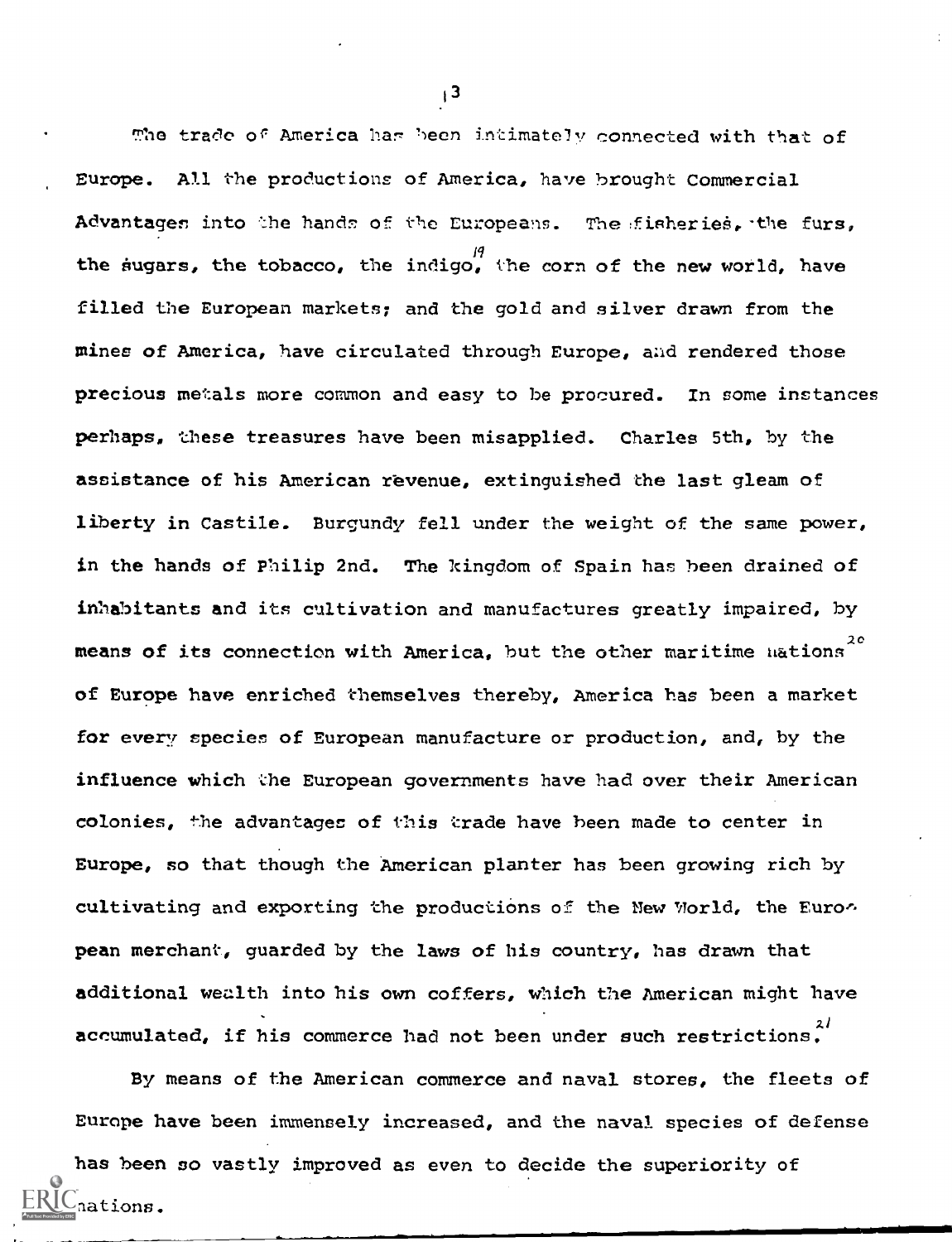The trade of America has been intimately connected with that of Europe. All the productions of America, have brought Commercial Advantages into the hands of the Europeans. The fisheries, the furs, the sugars, the tobacco, the indigo,[19] the corn of the new world, have filled the European markets; and the gold and silver drawn from the mines of America, have circulated through Europe, and rendered those precious metals more common and easy to be procured. In some instances perhaps, these treasures have been misapplied. Charles 5th, by the assistance of his American revenue, extinguished the last gleam of liberty in Castile. Burgundy fell under the weight of the same power, in the hands of Philip 2nd. The kingdom of Spain has been drained of inhabitants and its cultivation and manufactures greatly impaired, by means of its connection with America, but the other maritime nations[20] of Europe have enriched themselves thereby, America has been a market for every species of European manufacture or production, and, by the influence which the European governments have had over their American colonies, the advantages of this trade have been made to center in Europe, so that though the American planter has been growing rich by cultivating and exporting the productions of the New World, the European merchant, guarded by the laws of his country, has drawn that additional wealth into his own coffers, which the American might have accumulated, if his commerce had not been under such restrictions.[21]

By means of the American commerce and naval stores, the fleets of Europe have been immensely increased, and the naval species of defense has been so vastly improved as even to decide the superiority of nations.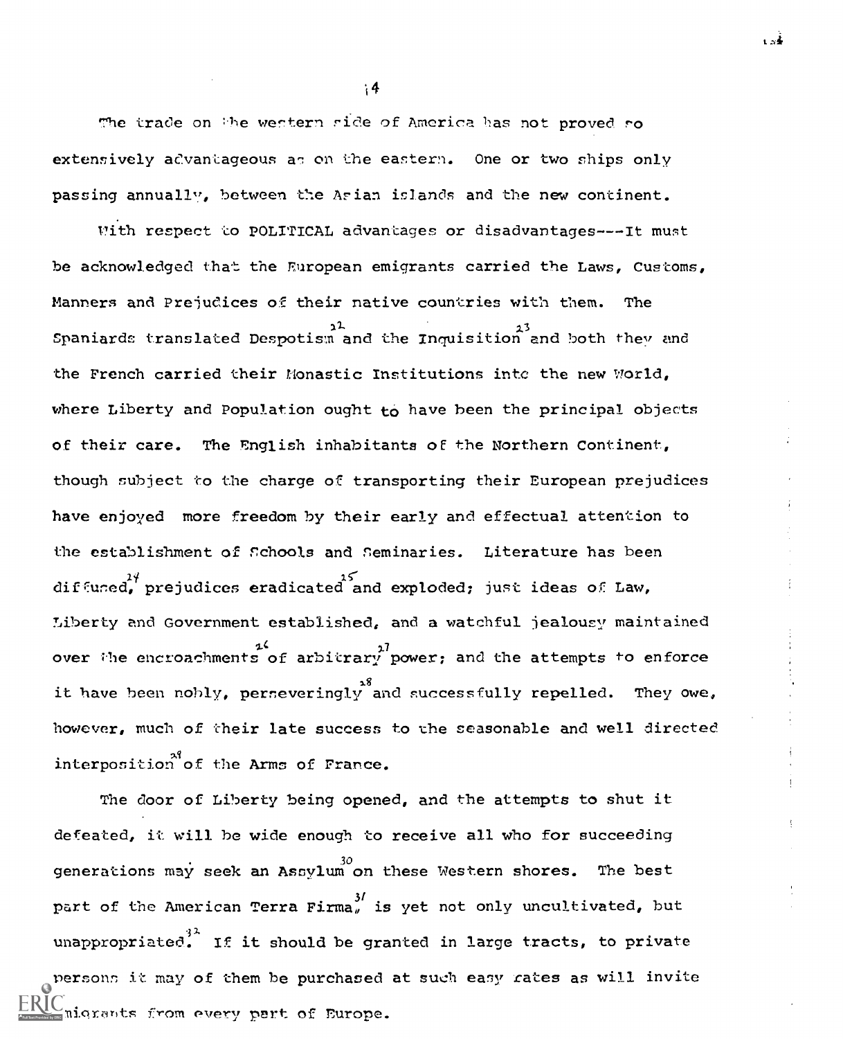The trade on the western side of America has not proved so extensively advantageous as on the eastern. One or two ships only passing annually, between the Asian islands and the new continent.

With respect to POLITICAL advantages or disadvantages---It must be acknowledged that the European emigrants carried the Laws, Customs, Manners and Prejudices of their native countries with them. The Spaniards translated Despotism[22] and the Inquisition[23] and both they and the French carried their Monastic Institutions into the new World, where Liberty and Population ought to have been the principal objects of their care. The English inhabitants of the Northern Continent, though subject to the charge of transporting their European prejudices have enjoyed more freedom by their early and effectual attention to the establishment of Schools and Seminaries. Literature has been diffused,[24] prejudices eradicated[25] and exploded; just ideas of Law, Liberty and Government established, and a watchful jealousy maintained over the encroachments[26] of arbitrary[27] power; and the attempts to enforce it have been nobly, perseveringly[28] and successfully repelled. They owe, however, much of their late success to the seasonable and well directed interposition[29] of the Arms of France.

The door of Liberty being opened, and the attempts to shut it defeated, it will be wide enough to receive all who for succeeding generations may seek an Assylum[30] on these Western shores. The best part of the American Terra Firma,[31] is yet not only uncultivated, but unappropriated.[32] If it should be granted in large tracts, to private persons it may of them be purchased at such easy rates as will invite migrants from every part of Europe.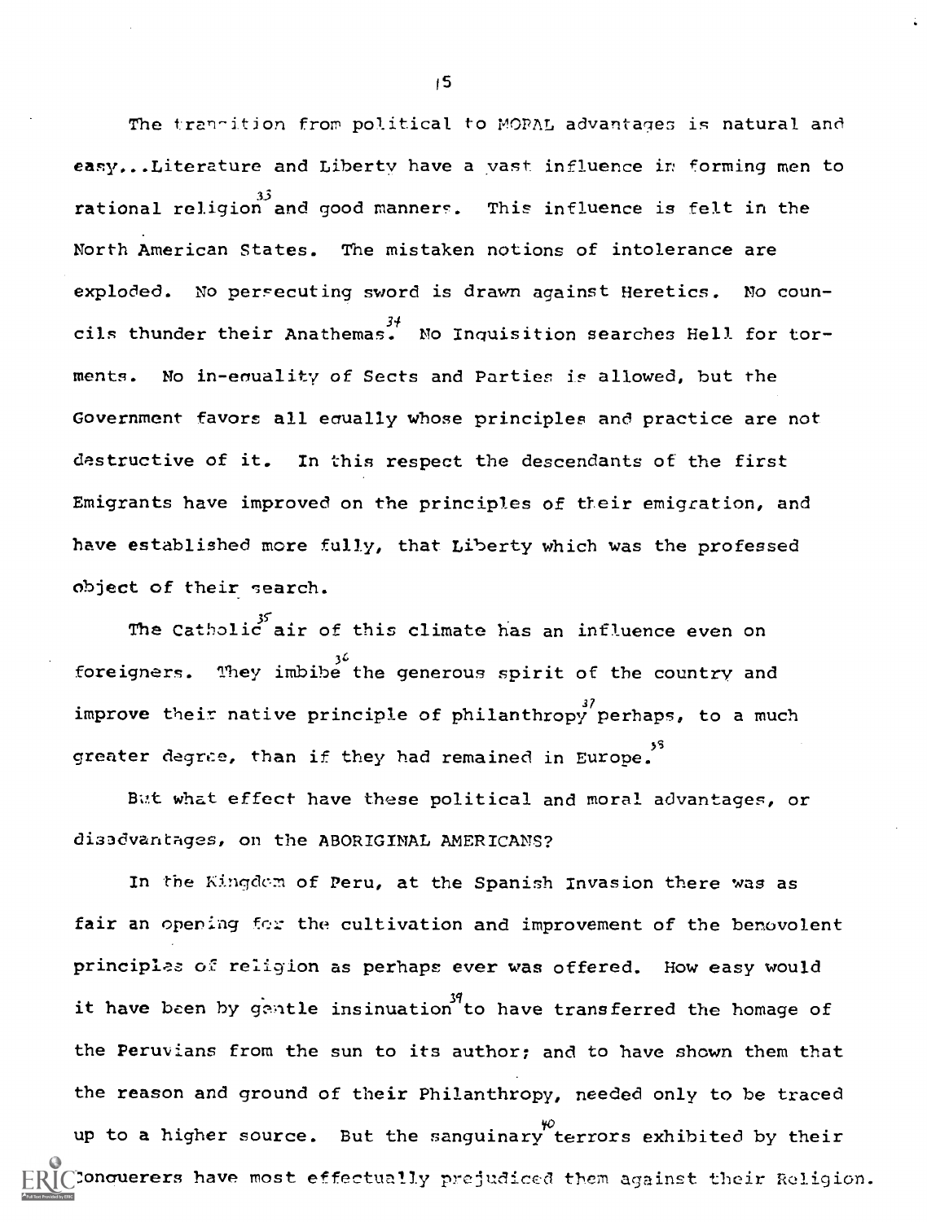The transition from political to MORAL advantages is natural and easy...Literature and Liberty have a vast influence in forming men to rational religion[33] and good manners. This influence is felt in the North American States. The mistaken notions of intolerance are exploded. No persecuting sword is drawn against Heretics. No councils thunder their Anathemas.[34] No Inquisition searches Hell for torments. No in-equality of Sects and Parties is allowed, but the Government favors all equally whose principles and practice are not destructive of it. In this respect the descendants of the first Emigrants have improved on the principles of their emigration, and have established more fully, that Liberty which was the professed object of their search.

The Catholic[35] air of this climate has an influence even on foreigners. They imbibe[36] the generous spirit of the country and improve their native principle of philanthropy[37] perhaps, to a much greater degree, than if they had remained in Europe.[38]

But what effect have these political and moral advantages, or disadvantages, on the ABORIGINAL AMERICANS?

In the Kingdom of Peru, at the Spanish Invasion there was as fair an opening for the cultivation and improvement of the benovolent principles of religion as perhaps ever was offered. How easy would it have been by gentle insinuation[39] to have transferred the homage of the Peruvians from the sun to its author; and to have shown them that the reason and ground of their Philanthropy, needed only to be traced up to a higher source. But the sanguinary[40] terrors exhibited by their Conquerers have most effectually prejudiced them against their Religion.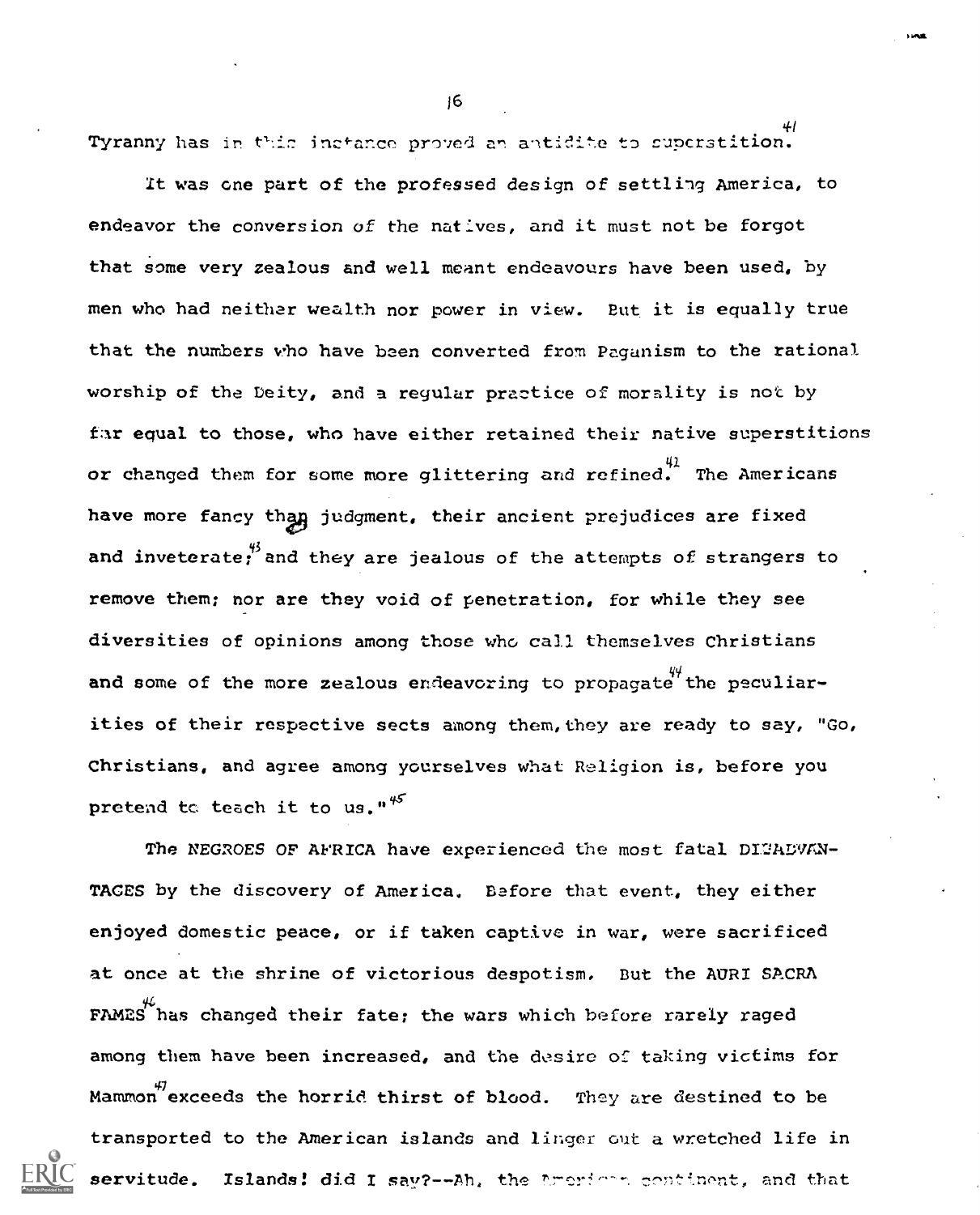Tyranny has in this instance proved an antidote to superstition.[41]

It was one part of the professed design of settling America, to endeavor the conversion of the natives, and it must not be forgot that some very zealous and well meant endeavours have been used, by men who had neither wealth nor power in view. But it is equally true that the numbers who have been converted from Paganism to the rational worship of the Deity, and a regular practice of morality is not by far equal to those, who have either retained their native superstitions or changed them for some more glittering and refined.[42] The Americans have more fancy than judgment, their ancient prejudices are fixed and inveterate;[43] and they are jealous of the attempts of strangers to remove them; nor are they void of penetration, for while they see diversities of opinions among those who call themselves Christians and some of the more zealous endeavoring to propagate[44] the peculiarities of their respective sects among them, they are ready to say, "Go, Christians, and agree among yourselves what Religion is, before you pretend to teach it to us."[45]

The NEGROES OF AFRICA have experienced the most fatal DISADVANTAGES by the discovery of America. Before that event, they either enjoyed domestic peace, or if taken captive in war, were sacrificed at once at the shrine of victorious despotism. But the AURI SACRA FAMES[46] has changed their fate; the wars which before rarely raged among them have been increased, and the desire of taking victims for Mammon[47] exceeds the horrid thirst of blood. They are destined to be transported to the American islands and linger out a wretched life in servitude. Islands! did I say?--Ah, the American continent, and that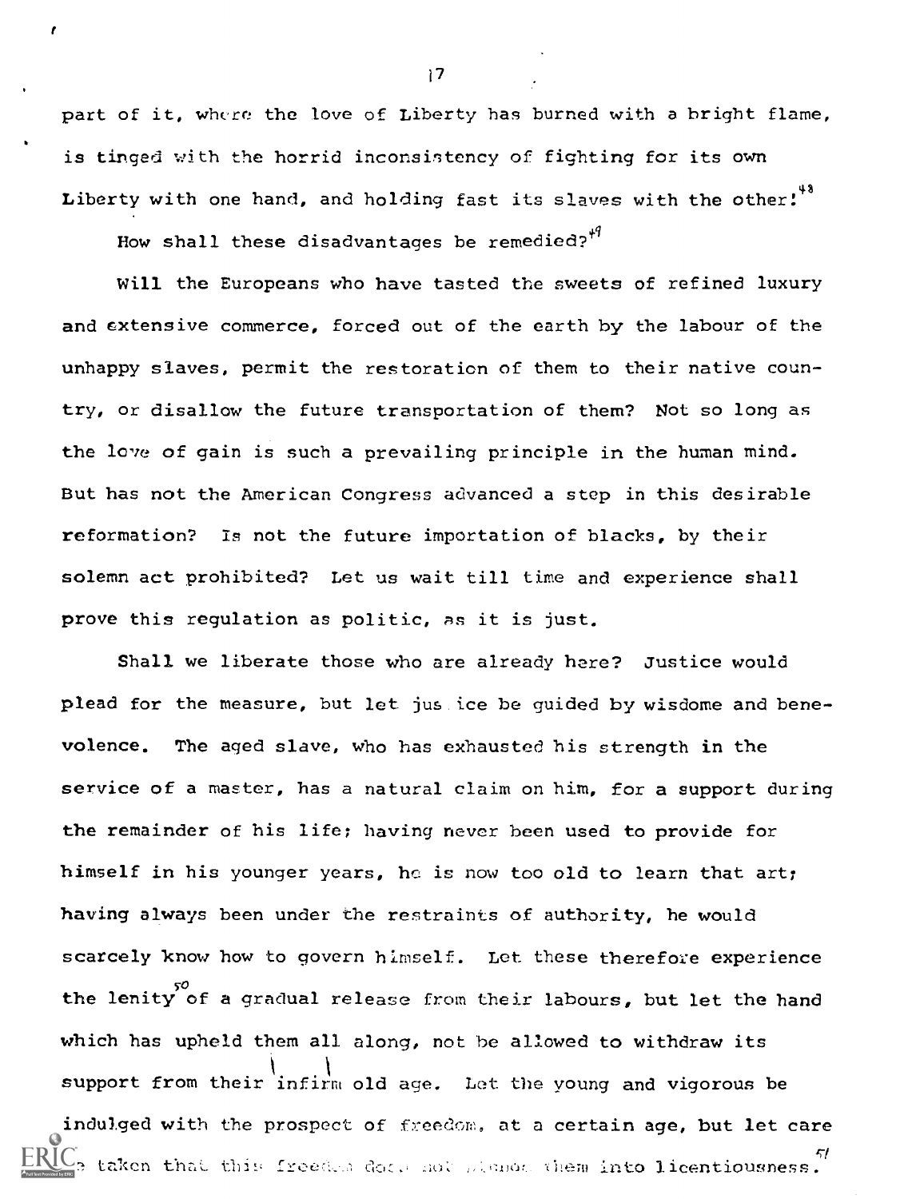part of it, where the love of Liberty has burned with a bright flame, is tinged with the horrid inconsistency of fighting for its own Liberty with one hand, and holding fast its slaves with the other![48]

How shall these disadvantages be remedied?[49]

Will the Europeans who have tasted the sweets of refined luxury and extensive commerce, forced out of the earth by the labour of the unhappy slaves, permit the restoration of them to their native country, or disallow the future transportation of them? Not so long as the love of gain is such a prevailing principle in the human mind. But has not the American Congress advanced a step in this desirable reformation? Is not the future importation of blacks, by their solemn act prohibited? Let us wait till time and experience shall prove this regulation as politic, as it is just.

Shall we liberate those who are already here? Justice would plead for the measure, but let justice be guided by wisdome and benevolence. The aged slave, who has exhausted his strength in the service of a master, has a natural claim on him, for a support during the remainder of his life; having never been used to provide for himself in his younger years, he is now too old to learn that art; having always been under the restraints of authority, he would scarcely know how to govern himself. Let these therefore experience the lenity[50] of a gradual release from their labours, but let the hand which has upheld them all along, not be allowed to withdraw its support from their infirm old age. Let the young and vigorous be indulged with the prospect of freedom, at a certain age, but let care be taken that this freedom does not plunge them into licentiousness.[51]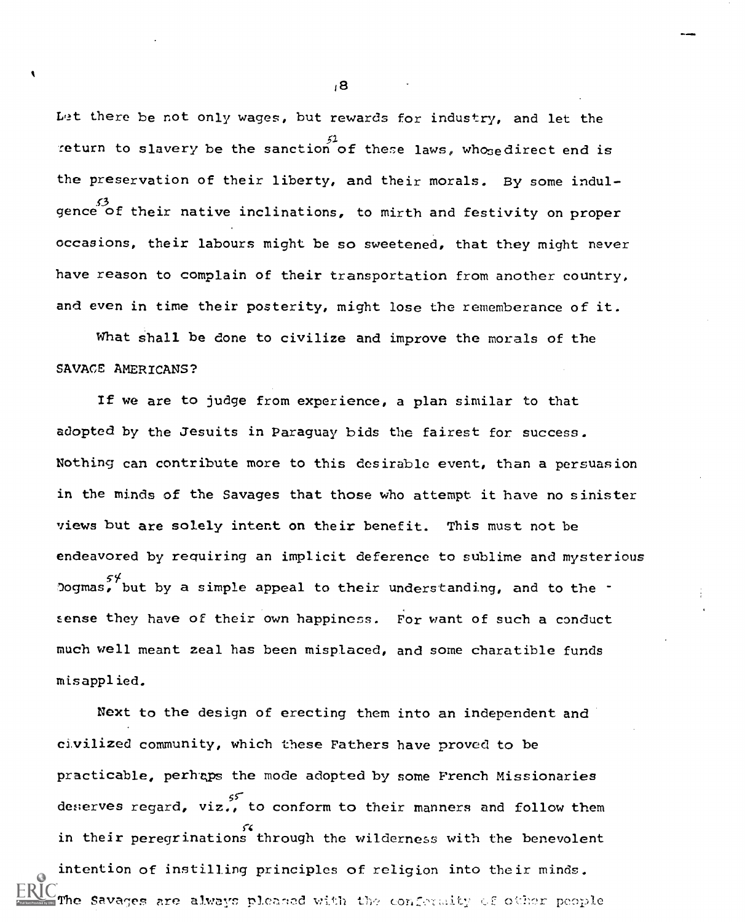Let there be not only wages, but rewards for industry, and let the return to slavery be the sanction[52] of these laws, whose direct end is the preservation of their liberty, and their morals. By some indulgence[53] of their native inclinations, to mirth and festivity on proper occasions, their labours might be so sweetened, that they might never have reason to complain of their transportation from another country, and even in time their posterity, might lose the rememberance of it.

What shall be done to civilize and improve the morals of the SAVAGE AMERICANS?

If we are to judge from experience, a plan similar to that adopted by the Jesuits in Paraguay bids the fairest for success. Nothing can contribute more to this desirable event, than a persuasion in the minds of the Savages that those who attempt it have no sinister views but are solely intent on their benefit. This must not be endeavored by requiring an implicit deference to sublime and mysterious Dogmas,[54] but by a simple appeal to their understanding, and to the sense they have of their own happiness. For want of such a conduct much well meant zeal has been misplaced, and some charatible funds misapplied.

Next to the design of erecting them into an independent and civilized community, which these Fathers have proved to be practicable, perhaps the mode adopted by some French Missionaries deserves regard, viz.,[55] to conform to their manners and follow them in their peregrinations[56] through the wilderness with the benevolent intention of instilling principles of religion into their minds. The Savages are always pleased with the conformity of other people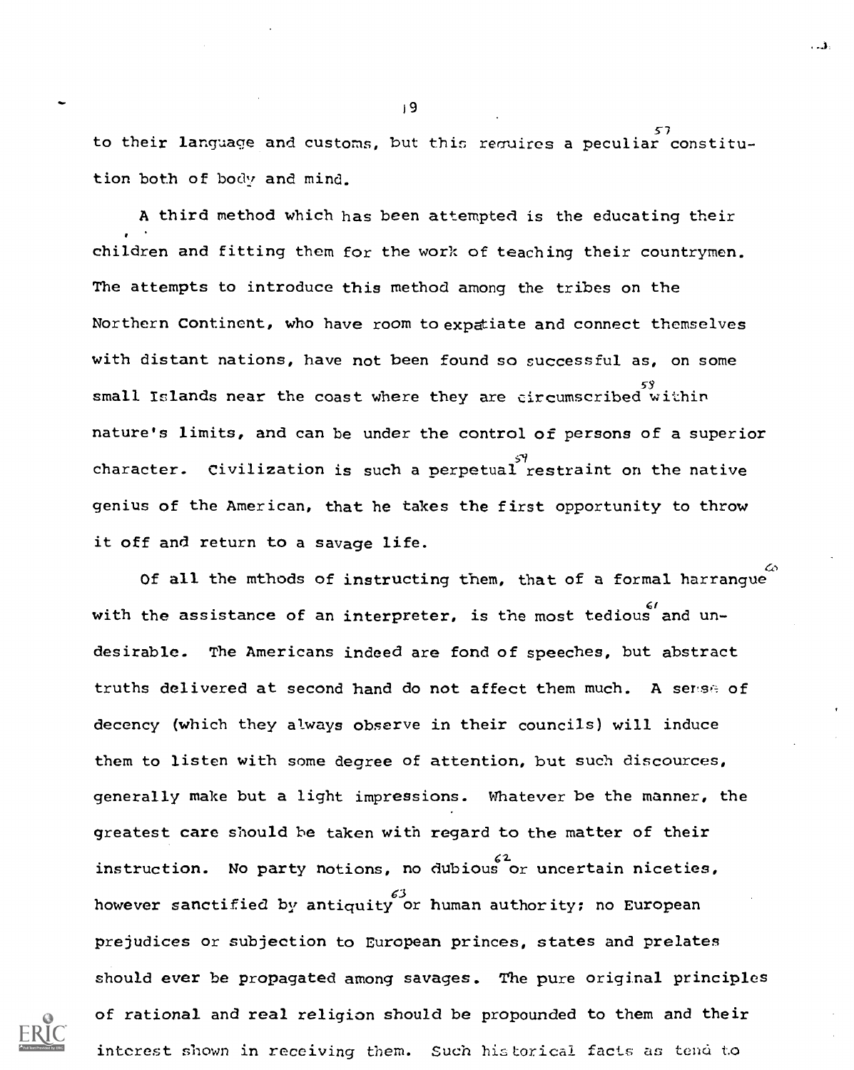to their language and customs, but this requires a peculiar[57] constitution both of body and mind.

A third method which has been attempted is the educating their children and fitting them for the work of teaching their countrymen. The attempts to introduce this method among the tribes on the Northern Continent, who have room to expatiate and connect themselves with distant nations, have not been found so successful as, on some small Islands near the coast where they are circumscribed[58] within nature's limits, and can be under the control of persons of a superior character. Civilization is such a perpetual[59] restraint on the native genius of the American, that he takes the first opportunity to throw it off and return to a savage life.

Of all the mthods of instructing them, that of a formal harrangue[60] with the assistance of an interpreter, is the most tedious[61] and undesirable. The Americans indeed are fond of speeches, but abstract truths delivered at second hand do not affect them much. A sense of decency (which they always observe in their councils) will induce them to listen with some degree of attention, but such discources, generally make but a light impressions. Whatever be the manner, the greatest care should be taken with regard to the matter of their instruction. No party notions, no dubious[62] or uncertain niceties, however sanctified by antiquity[63] or human authority; no European prejudices or subjection to European princes, states and prelates should ever be propagated among savages. The pure original principles of rational and real religion should be propounded to them and their interest shown in receiving them. Such historical facts as tend to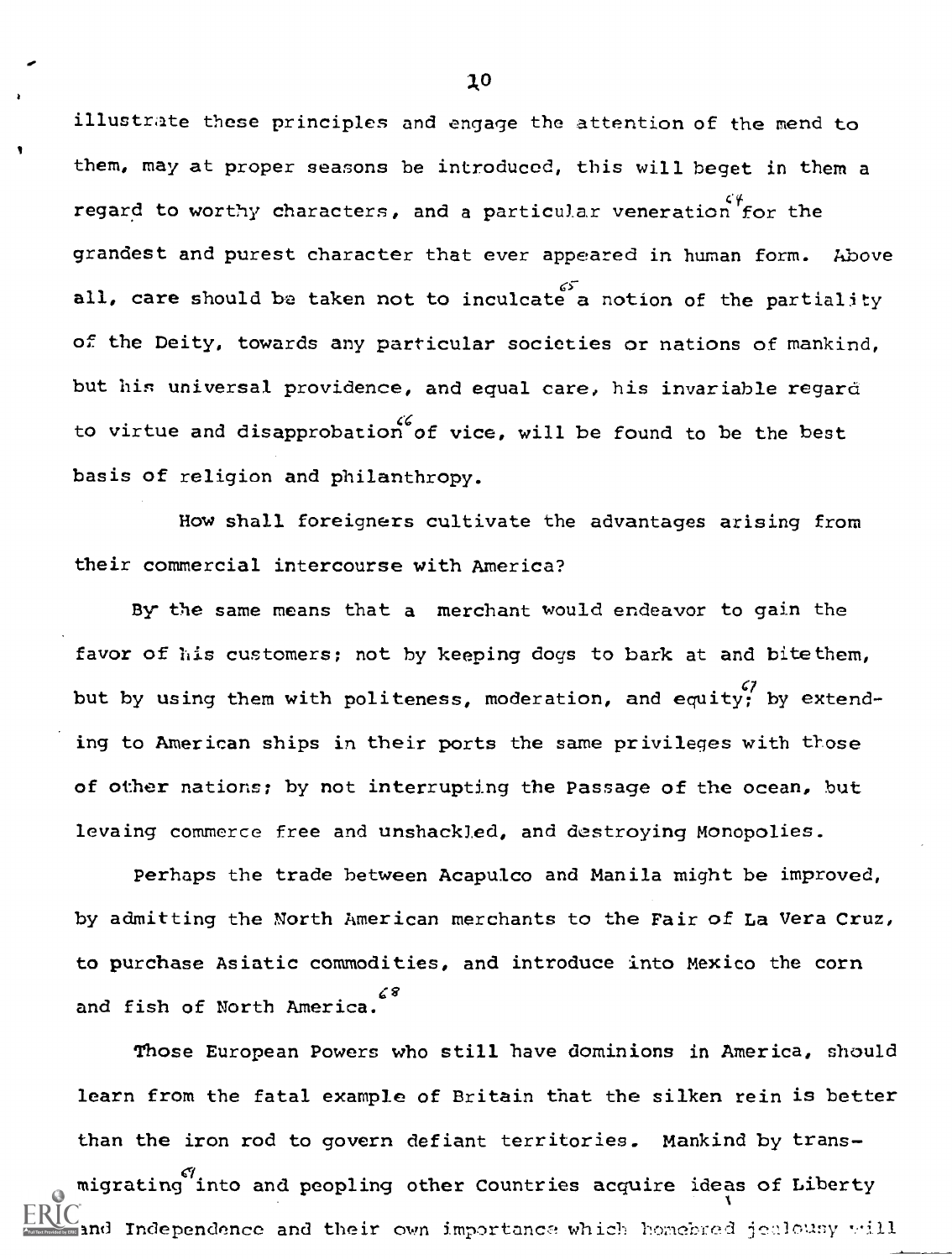illustrate these principles and engage the attention of the mend to them, may at proper seasons be introduced, this will beget in them a regard to worthy characters, and a particular veneration[64] for the grandest and purest character that ever appeared in human form. Above all, care should be taken not to inculcate[65] a notion of the partiality of the Deity, towards any particular societies or nations of mankind, but his universal providence, and equal care, his invariable regard to virtue and disapprobation[66] of vice, will be found to be the best basis of religion and philanthropy.

How shall foreigners cultivate the advantages arising from their commercial intercourse with America?

By the same means that a merchant would endeavor to gain the favor of his customers; not by keeping dogs to bark at and bite them, but by using them with politeness, moderation, and equity;[67] by extending to American ships in their ports the same privileges with those of other nations; by not interrupting the Passage of the ocean, but levaing commerce free and unshackled, and destroying Monopolies.

Perhaps the trade between Acapulco and Manila might be improved, by admitting the North American merchants to the Fair of La Vera Cruz, to purchase Asiatic commodities, and introduce into Mexico the corn and fish of North America.[68]

Those European Powers who still have dominions in America, should learn from the fatal example of Britain that the silken rein is better than the iron rod to govern defiant territories. Mankind by transmigrating[69] into and peopling other Countries acquire ideas of Liberty and Independence and their own importance which homebred jealousy will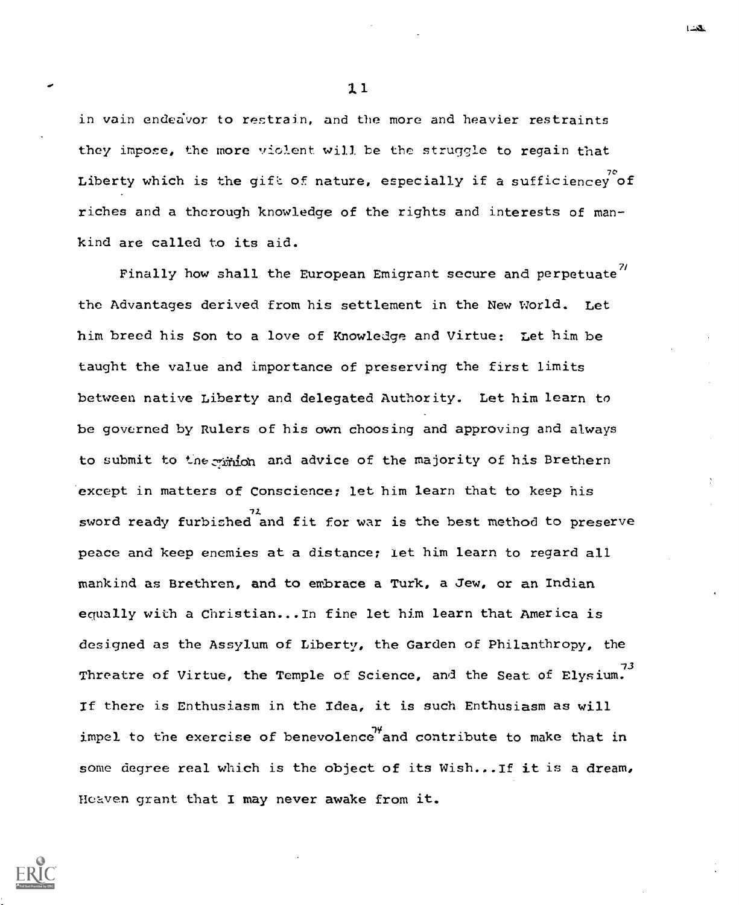in vain endeavor to restrain, and the more and heavier restraints they impose, the more violent will be the struggle to regain that Liberty which is the gift of nature, especially if a sufficiencey[70] of riches and a thorough knowledge of the rights and interests of mankind are called to its aid.

Finally how shall the European Emigrant secure and perpetuate[71] the Advantages derived from his settlement in the New World. Let him breed his Son to a love of Knowledge and Virtue: Let him be taught the value and importance of preserving the first limits between native Liberty and delegated Authority. Let him learn to be governed by Rulers of his own choosing and approving and always to submit to the opinion and advice of the majority of his Brethern except in matters of Conscience; let him learn that to keep his sword ready furbished[72] and fit for war is the best method to preserve peace and keep enemies at a distance; let him learn to regard all mankind as Brethren, and to embrace a Turk, a Jew, or an Indian equally with a Christian...In fine let him learn that America is designed as the Assylum of Liberty, the Garden of Philanthropy, the Threatre of Virtue, the Temple of Science, and the Seat of Elysium.[73] If there is Enthusiasm in the Idea, it is such Enthusiasm as will impel to the exercise of benevolence[74] and contribute to make that in some degree real which is the object of its Wish...If it is a dream, Heaven grant that I may never awake from it.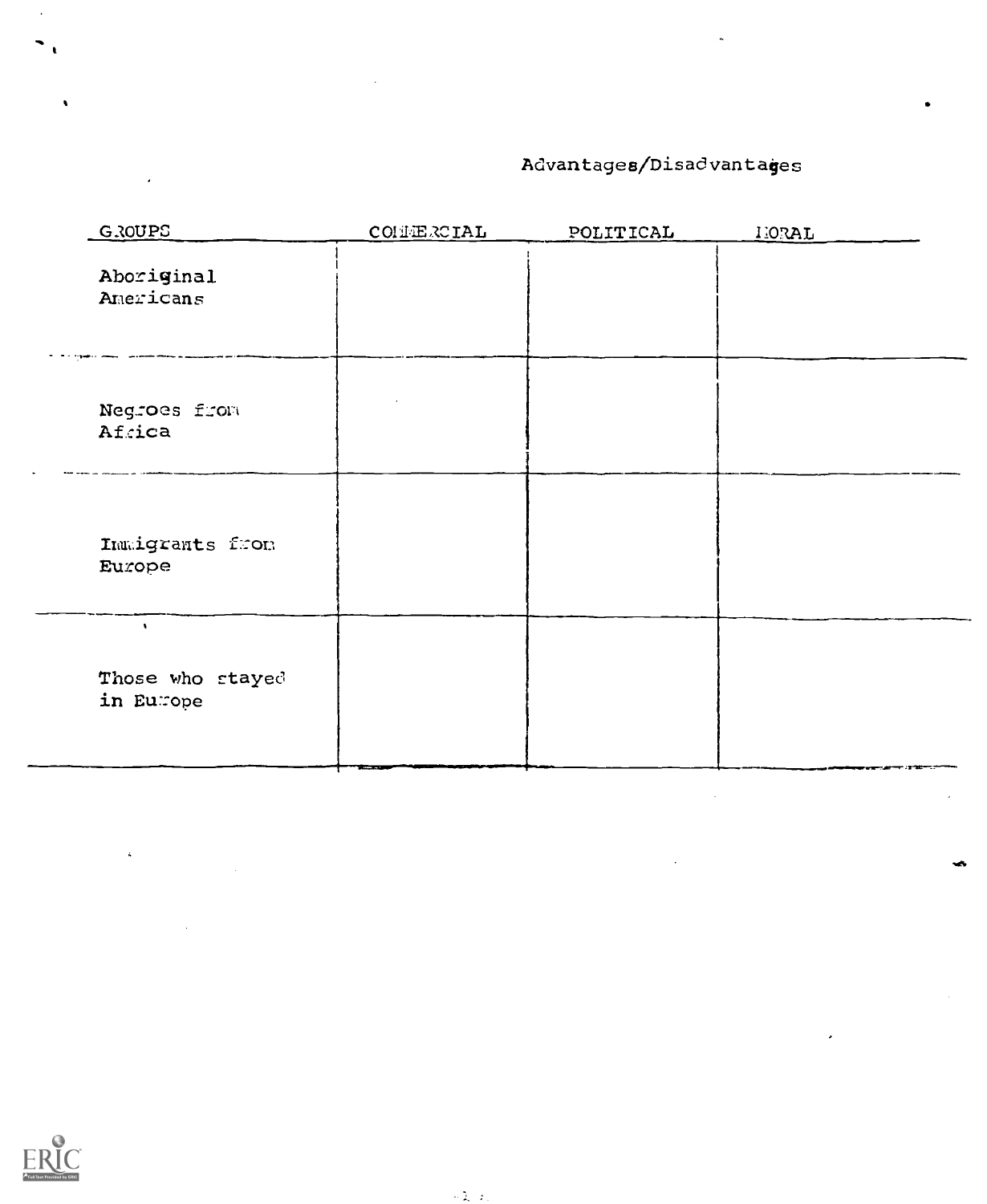Advantages/Disadvantages

| GROUPS | COMMERCIAL | POLITICAL | MORAL |
| --- | --- | --- | --- |
| Aboriginal Americans | | | |
| Negroes from Africa | | | |
| Immigrants from Europe | | | |
| Those who stayed in Europe | | | |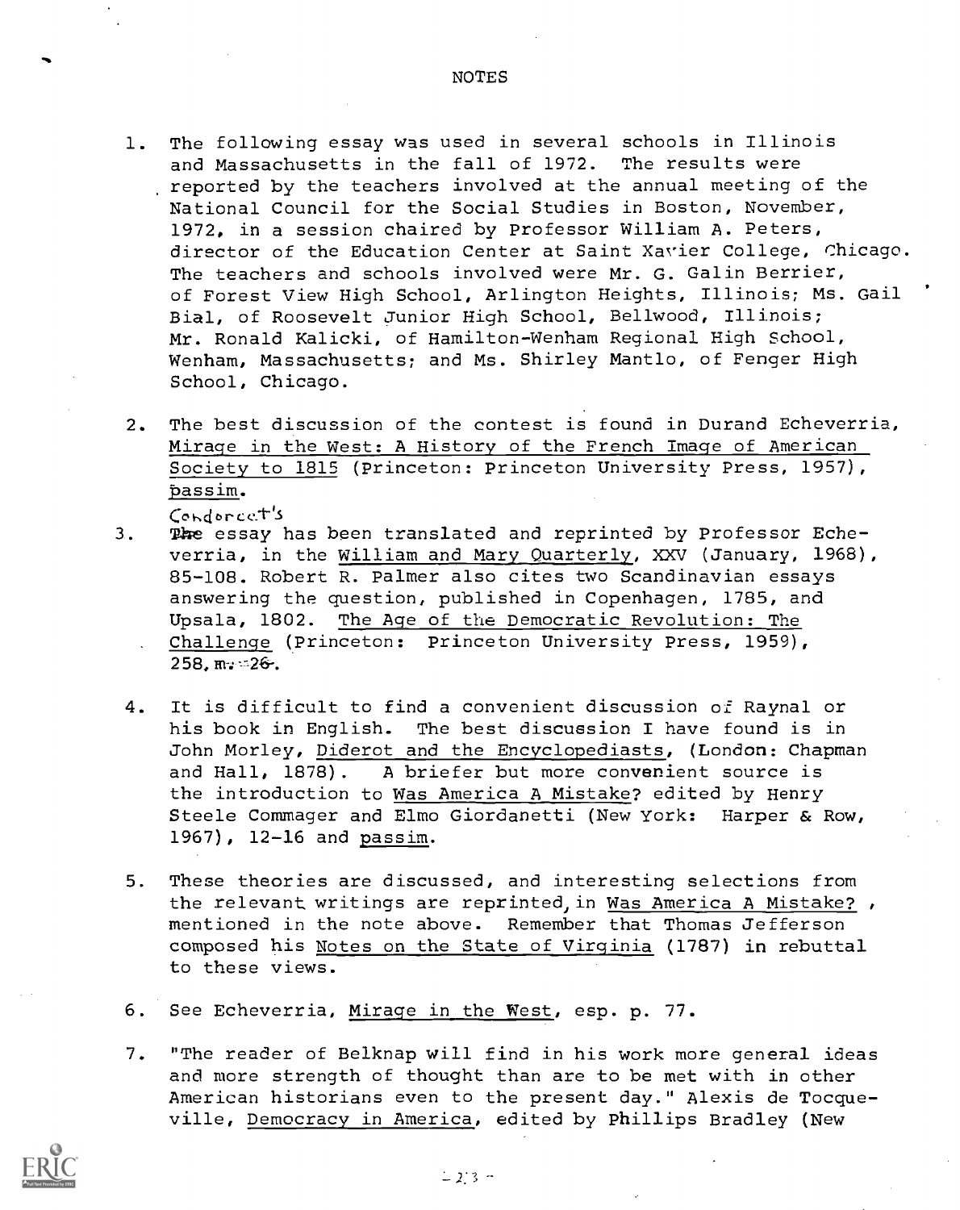# NOTES

1. The following essay was used in several schools in Illinois and Massachusetts in the fall of 1972. The results were reported by the teachers involved at the annual meeting of the National Council for the Social Studies in Boston, November, 1972, in a session chaired by Professor William A. Peters, director of the Education Center at Saint Xavier College, Chicago. The teachers and schools involved were Mr. G. Galin Berrier, of Forest View High School, Arlington Heights, Illinois; Ms. Gail Bial, of Roosevelt Junior High School, Bellwood, Illinois; Mr. Ronald Kalicki, of Hamilton-Wenham Regional High School, Wenham, Massachusetts; and Ms. Shirley Mantlo, of Fenger High School, Chicago.

2. The best discussion of the contest is found in Durand Echeverria, Mirage in the West: A History of the French Image of American Society to 1815 (Princeton: Princeton University Press, 1957), passim.

3. Condorcet's essay has been translated and reprinted by Professor Echeverria, in the William and Mary Quarterly, XXV (January, 1968), 85-108. Robert R. Palmer also cites two Scandinavian essays answering the question, published in Copenhagen, 1785, and Upsala, 1802. The Age of the Democratic Revolution: The Challenge (Princeton: Princeton University Press, 1959), 258, n. 26.

4. It is difficult to find a convenient discussion of Raynal or his book in English. The best discussion I have found is in John Morley, Diderot and the Encyclopediasts, (London: Chapman and Hall, 1878). A briefer but more convenient source is the introduction to Was America A Mistake? edited by Henry Steele Commager and Elmo Giordanetti (New York: Harper & Row, 1967), 12-16 and passim.

5. These theories are discussed, and interesting selections from the relevant writings are reprinted, in Was America A Mistake? , mentioned in the note above. Remember that Thomas Jefferson composed his Notes on the State of Virginia (1787) in rebuttal to these views.

6. See Echeverria, Mirage in the West, esp. p. 77.

7. "The reader of Belknap will find in his work more general ideas and more strength of thought than are to be met with in other American historians even to the present day." Alexis de Tocqueville, Democracy in America, edited by Phillips Bradley (New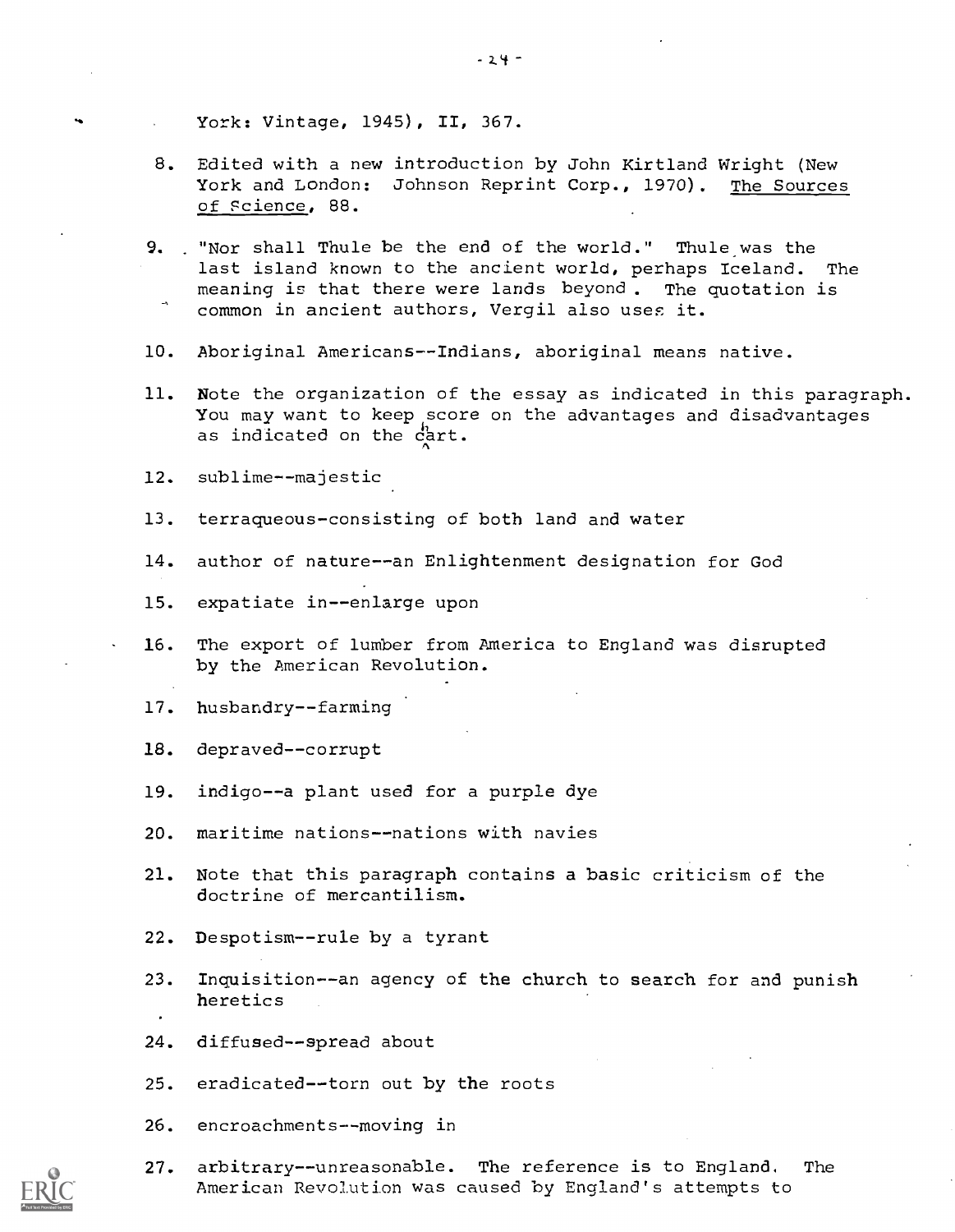York: Vintage, 1945), II, 367.

8. Edited with a new introduction by John Kirtland Wright (New York and London: Johnson Reprint Corp., 1970). The Sources of Science, 88.

9. "Nor shall Thule be the end of the world." Thule was the last island known to the ancient world, perhaps Iceland. The meaning is that there were lands beyond. The quotation is common in ancient authors, Vergil also uses it.

10. Aboriginal Americans--Indians, aboriginal means native.

11. Note the organization of the essay as indicated in this paragraph. You may want to keep score on the advantages and disadvantages as indicated on the chart.

12. sublime--majestic

13. terraqueous-consisting of both land and water

14. author of nature--an Enlightenment designation for God

15. expatiate in--enlarge upon

16. The export of lumber from America to England was disrupted by the American Revolution.

17. husbandry--farming

18. depraved--corrupt

19. indigo--a plant used for a purple dye

20. maritime nations--nations with navies

21. Note that this paragraph contains a basic criticism of the doctrine of mercantilism.

22. Despotism--rule by a tyrant

23. Inquisition--an agency of the church to search for and punish heretics

24. diffused--spread about

25. eradicated--torn out by the roots

26. encroachments--moving in

27. arbitrary--unreasonable. The reference is to England. The American Revolution was caused by England's attempts to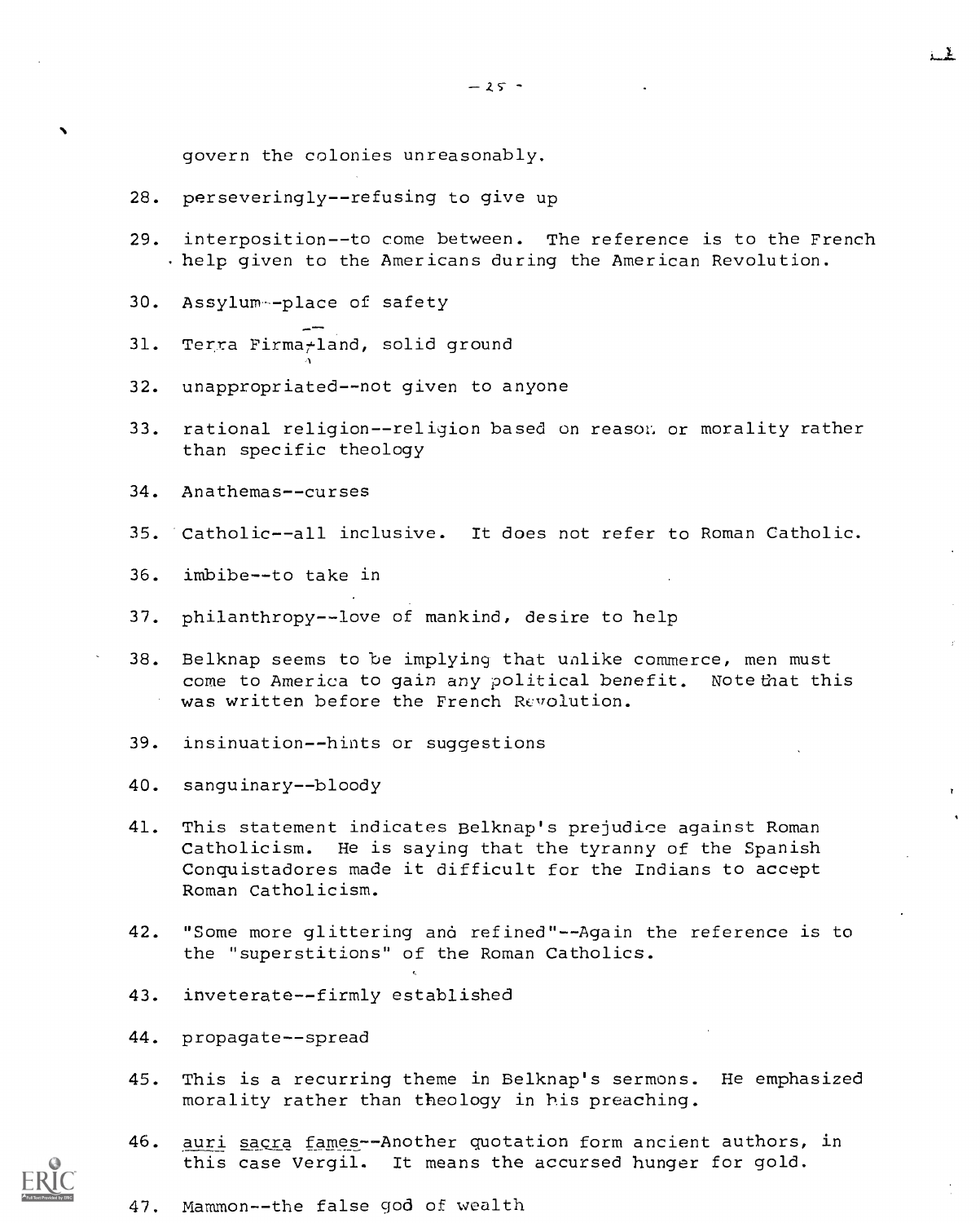govern the colonies unreasonably.

28. perseveringly--refusing to give up

29. interposition--to come between. The reference is to the French help given to the Americans during the American Revolution.

30. Assylum--place of safety

31. Terra Firma--land, solid ground

32. unappropriated--not given to anyone

33. rational religion--religion based on reason or morality rather than specific theology

34. Anathemas--curses

35. Catholic--all inclusive. It does not refer to Roman Catholic.

36. imbibe--to take in

37. philanthropy--love of mankind, desire to help

38. Belknap seems to be implying that unlike commerce, men must come to America to gain any political benefit. Note that this was written before the French Revolution.

39. insinuation--hints or suggestions

40. sanguinary--bloody

41. This statement indicates Belknap's prejudice against Roman Catholicism. He is saying that the tyranny of the Spanish Conquistadores made it difficult for the Indians to accept Roman Catholicism.

42. "Some more glittering and refined"--Again the reference is to the "superstitions" of the Roman Catholics.

43. inveterate--firmly established

44. propagate--spread

45. This is a recurring theme in Belknap's sermons. He emphasized morality rather than theology in his preaching.

46. _auri sacra fames_--Another quotation form ancient authors, in this case Vergil. It means the accursed hunger for gold.

47. Mammon--the false god of wealth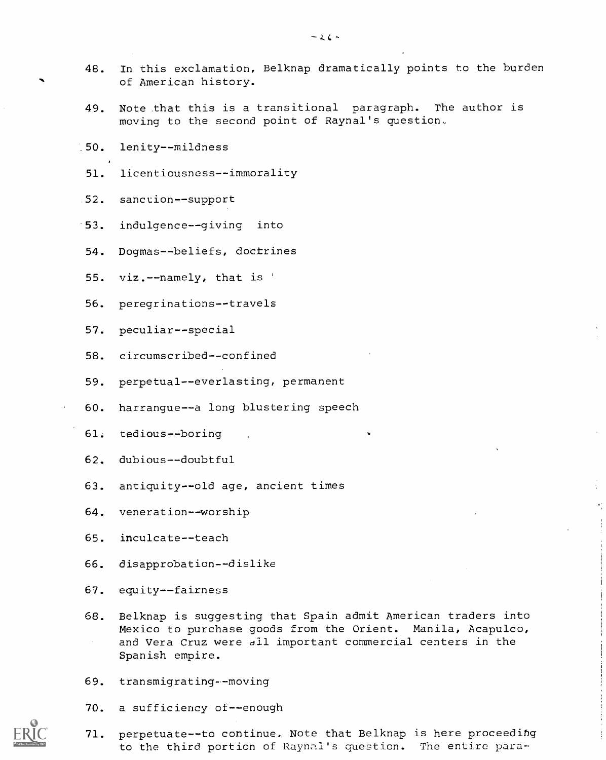48. In this exclamation, Belknap dramatically points to the burden of American history.

49. Note that this is a transitional paragraph. The author is moving to the second point of Raynal's question.

50. lenity--mildness

51. licentiousness--immorality

52. sanction--support

53. indulgence--giving into

54. Dogmas--beliefs, doctrines

55. viz.--namely, that is

56. peregrinations--travels

57. peculiar--special

58. circumscribed--confined

59. perpetual--everlasting, permanent

60. harrangue--a long blustering speech

61. tedious--boring

62. dubious--doubtful

63. antiquity--old age, ancient times

64. veneration--worship

65. inculcate--teach

66. disapprobation--dislike

67. equity--fairness

68. Belknap is suggesting that Spain admit American traders into Mexico to purchase goods from the Orient. Manila, Acapulco, and Vera Cruz were all important commercial centers in the Spanish empire.

69. transmigrating--moving

70. a sufficiency of--enough

71. perpetuate--to continue. Note that Belknap is here proceeding to the third portion of Raynal's question. The entire para-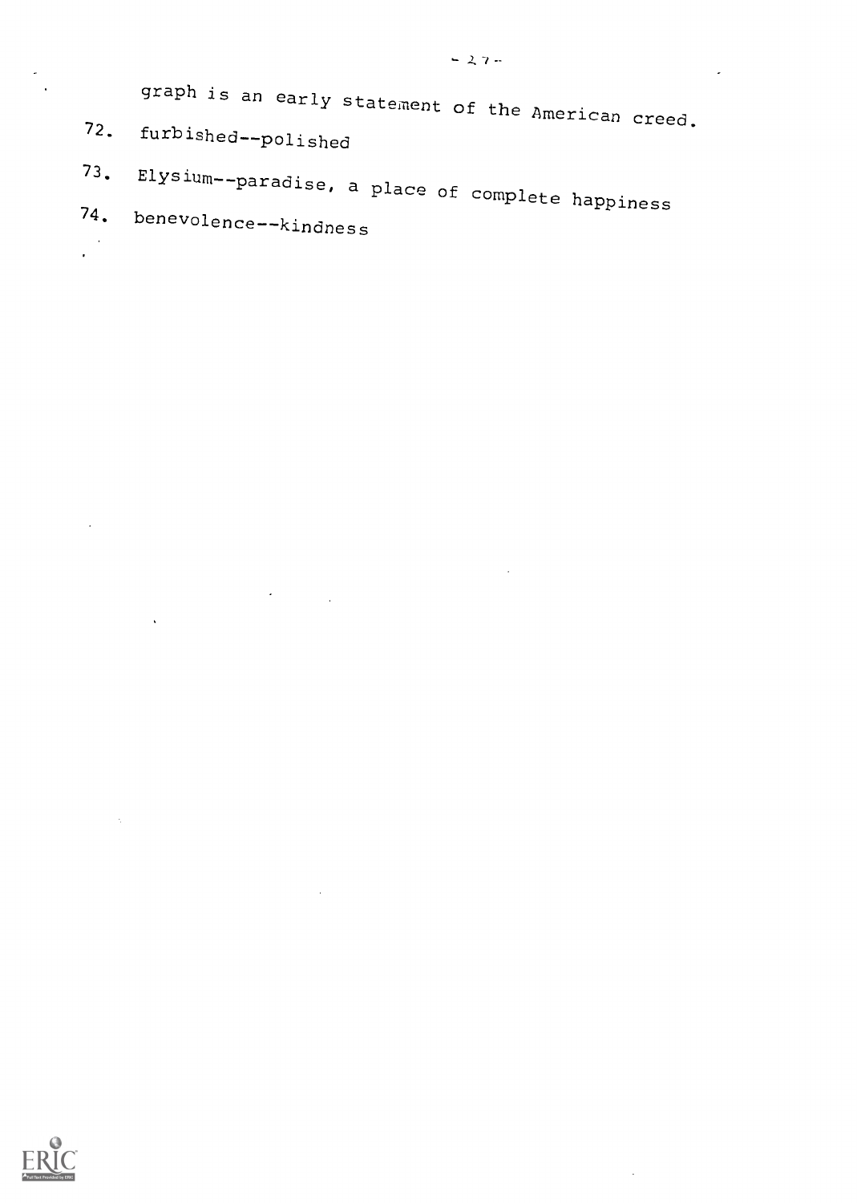graph is an early statement of the American creed.

72. furbished--polished
73. Elysium--paradise, a place of complete happiness
74. benevolence--kindness